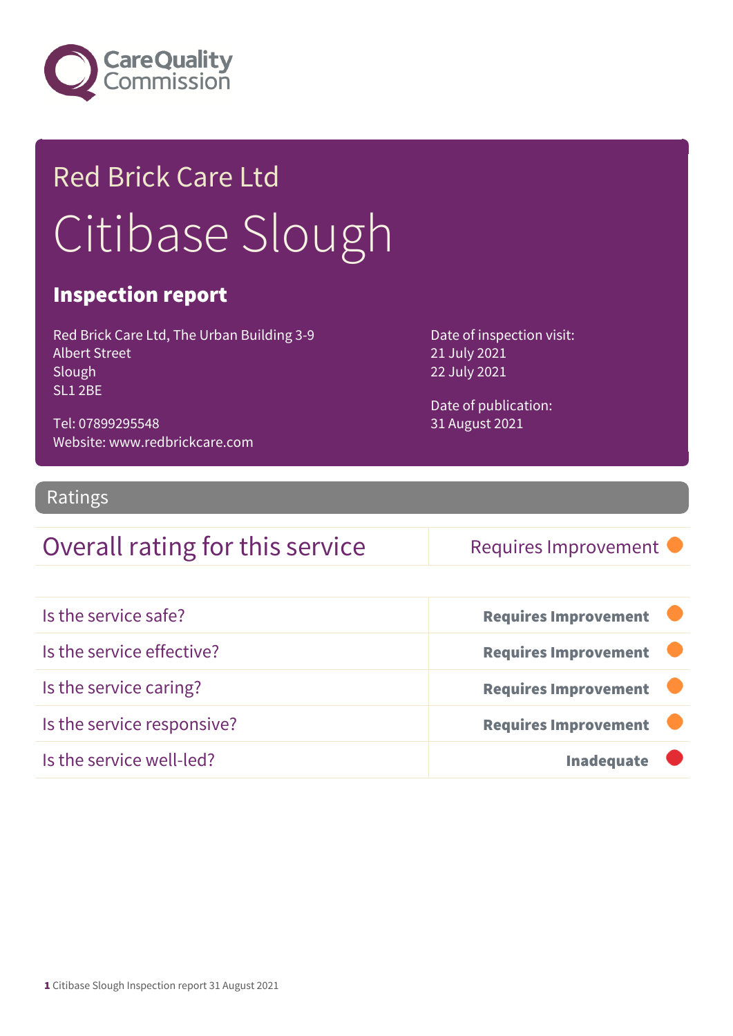Care Quality Commission

# Red Brick Care Ltd

# Citibase Slough

## Inspection report

Red Brick Care Ltd, The Urban Building 3-9
Albert Street
Slough
SL1 2BE

Tel: 07899295548
Website: www.redbrickcare.com

Date of inspection visit:
21 July 2021
22 July 2021

Date of publication:
31 August 2021

## Ratings

| Overall rating for this service | Requires Improvement |
|---|---|

| | |
|---|---|
| Is the service safe? | **Requires Improvement** |
| Is the service effective? | **Requires Improvement** |
| Is the service caring? | **Requires Improvement** |
| Is the service responsive? | **Requires Improvement** |
| Is the service well-led? | **Inadequate** |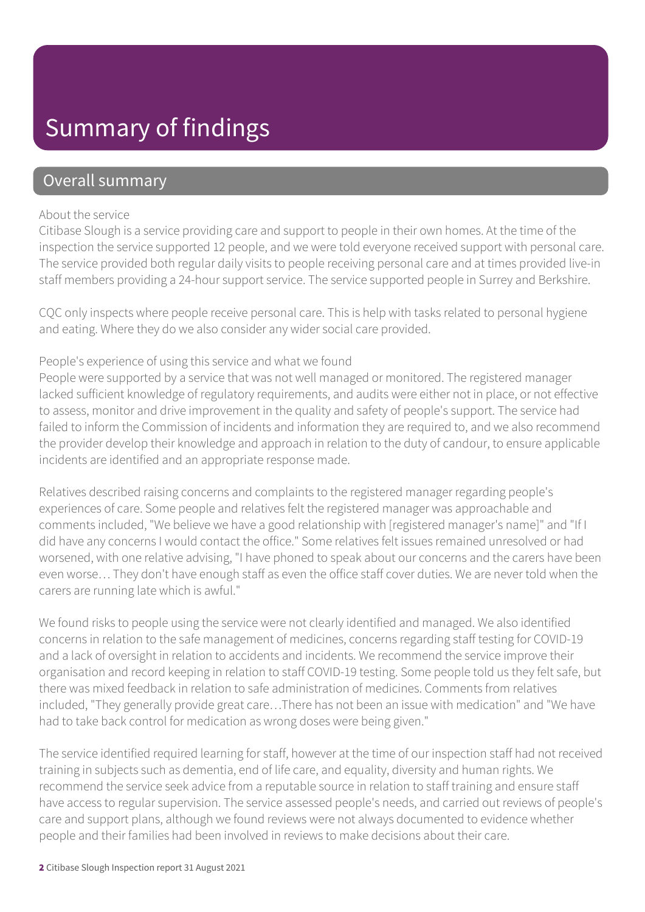# Summary of findings

## Overall summary

About the service

Citibase Slough is a service providing care and support to people in their own homes. At the time of the inspection the service supported 12 people, and we were told everyone received support with personal care. The service provided both regular daily visits to people receiving personal care and at times provided live-in staff members providing a 24-hour support service. The service supported people in Surrey and Berkshire.

CQC only inspects where people receive personal care. This is help with tasks related to personal hygiene and eating. Where they do we also consider any wider social care provided.

People's experience of using this service and what we found

People were supported by a service that was not well managed or monitored. The registered manager lacked sufficient knowledge of regulatory requirements, and audits were either not in place, or not effective to assess, monitor and drive improvement in the quality and safety of people's support. The service had failed to inform the Commission of incidents and information they are required to, and we also recommend the provider develop their knowledge and approach in relation to the duty of candour, to ensure applicable incidents are identified and an appropriate response made.

Relatives described raising concerns and complaints to the registered manager regarding people's experiences of care. Some people and relatives felt the registered manager was approachable and comments included, "We believe we have a good relationship with [registered manager's name]" and "If I did have any concerns I would contact the office." Some relatives felt issues remained unresolved or had worsened, with one relative advising, "I have phoned to speak about our concerns and the carers have been even worse… They don't have enough staff as even the office staff cover duties. We are never told when the carers are running late which is awful."

We found risks to people using the service were not clearly identified and managed. We also identified concerns in relation to the safe management of medicines, concerns regarding staff testing for COVID-19 and a lack of oversight in relation to accidents and incidents. We recommend the service improve their organisation and record keeping in relation to staff COVID-19 testing. Some people told us they felt safe, but there was mixed feedback in relation to safe administration of medicines. Comments from relatives included, "They generally provide great care…There has not been an issue with medication" and "We have had to take back control for medication as wrong doses were being given."

The service identified required learning for staff, however at the time of our inspection staff had not received training in subjects such as dementia, end of life care, and equality, diversity and human rights. We recommend the service seek advice from a reputable source in relation to staff training and ensure staff have access to regular supervision. The service assessed people's needs, and carried out reviews of people's care and support plans, although we found reviews were not always documented to evidence whether people and their families had been involved in reviews to make decisions about their care.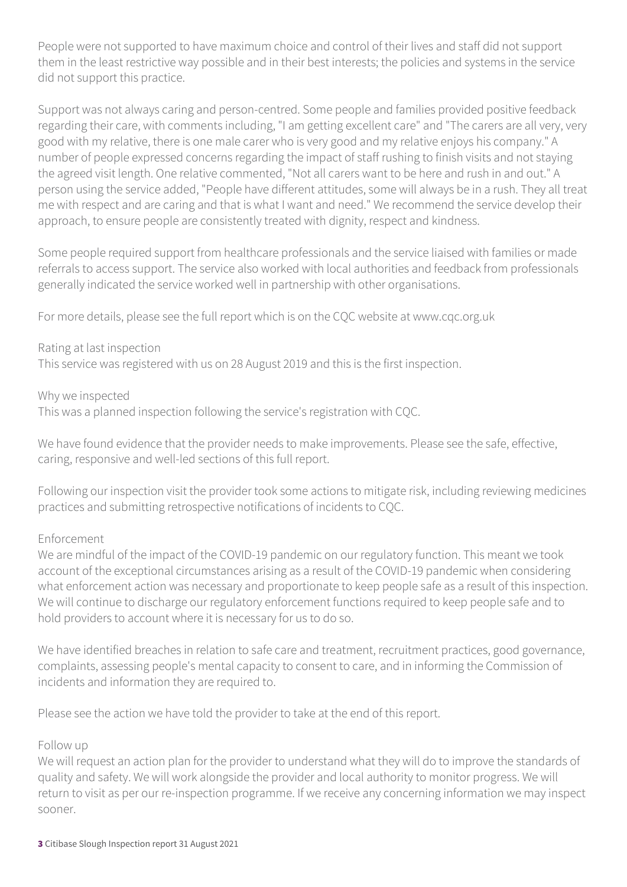People were not supported to have maximum choice and control of their lives and staff did not support them in the least restrictive way possible and in their best interests; the policies and systems in the service did not support this practice.

Support was not always caring and person-centred. Some people and families provided positive feedback regarding their care, with comments including, "I am getting excellent care" and "The carers are all very, very good with my relative, there is one male carer who is very good and my relative enjoys his company." A number of people expressed concerns regarding the impact of staff rushing to finish visits and not staying the agreed visit length. One relative commented, "Not all carers want to be here and rush in and out." A person using the service added, "People have different attitudes, some will always be in a rush. They all treat me with respect and are caring and that is what I want and need." We recommend the service develop their approach, to ensure people are consistently treated with dignity, respect and kindness.

Some people required support from healthcare professionals and the service liaised with families or made referrals to access support. The service also worked with local authorities and feedback from professionals generally indicated the service worked well in partnership with other organisations.

For more details, please see the full report which is on the CQC website at www.cqc.org.uk

Rating at last inspection
This service was registered with us on 28 August 2019 and this is the first inspection.

Why we inspected
This was a planned inspection following the service's registration with CQC.

We have found evidence that the provider needs to make improvements. Please see the safe, effective, caring, responsive and well-led sections of this full report.

Following our inspection visit the provider took some actions to mitigate risk, including reviewing medicines practices and submitting retrospective notifications of incidents to CQC.

Enforcement
We are mindful of the impact of the COVID-19 pandemic on our regulatory function. This meant we took account of the exceptional circumstances arising as a result of the COVID-19 pandemic when considering what enforcement action was necessary and proportionate to keep people safe as a result of this inspection. We will continue to discharge our regulatory enforcement functions required to keep people safe and to hold providers to account where it is necessary for us to do so.

We have identified breaches in relation to safe care and treatment, recruitment practices, good governance, complaints, assessing people's mental capacity to consent to care, and in informing the Commission of incidents and information they are required to.

Please see the action we have told the provider to take at the end of this report.

Follow up
We will request an action plan for the provider to understand what they will do to improve the standards of quality and safety. We will work alongside the provider and local authority to monitor progress. We will return to visit as per our re-inspection programme. If we receive any concerning information we may inspect sooner.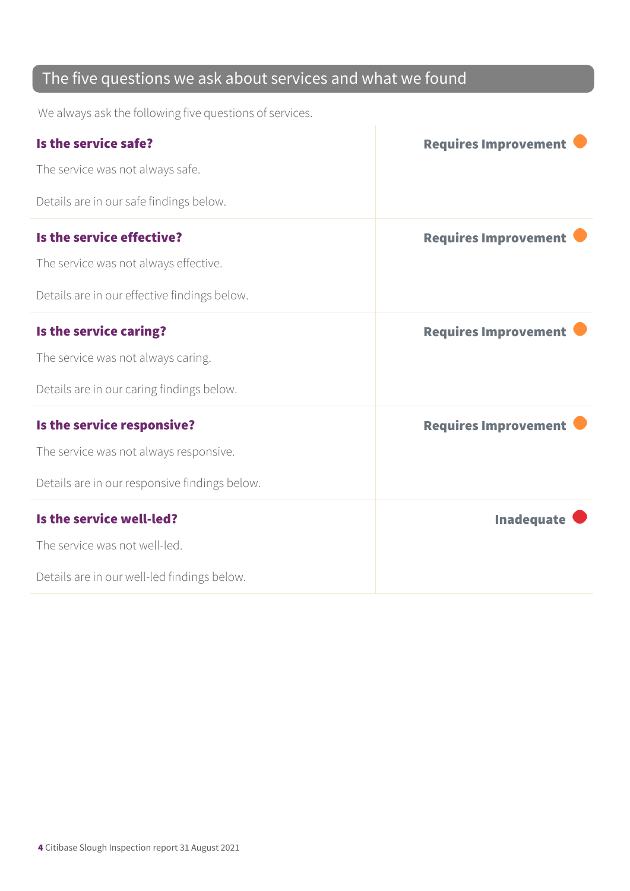## The five questions we ask about services and what we found

We always ask the following five questions of services.

| | |
|---|---|
| **Is the service safe?**<br><br>The service was not always safe.<br><br>Details are in our safe findings below. | **Requires Improvement** |
| **Is the service effective?**<br><br>The service was not always effective.<br><br>Details are in our effective findings below. | **Requires Improvement** |
| **Is the service caring?**<br><br>The service was not always caring.<br><br>Details are in our caring findings below. | **Requires Improvement** |
| **Is the service responsive?**<br><br>The service was not always responsive.<br><br>Details are in our responsive findings below. | **Requires Improvement** |
| **Is the service well-led?**<br><br>The service was not well-led.<br><br>Details are in our well-led findings below. | **Inadequate** |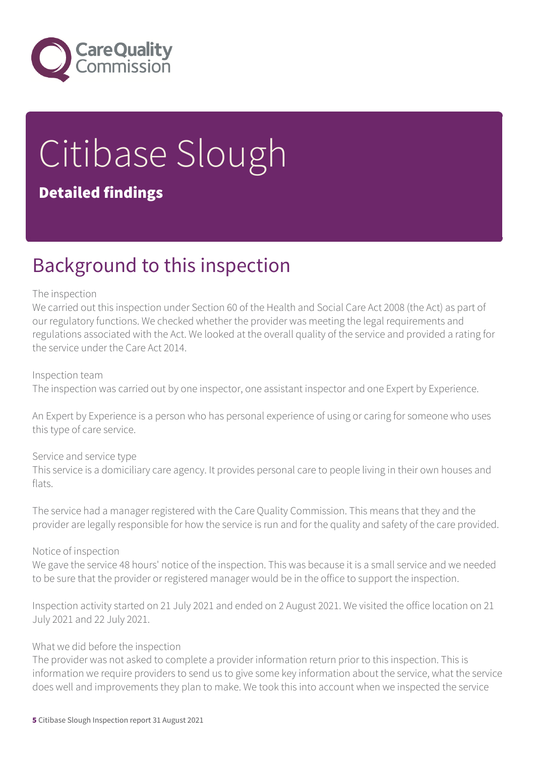# Citibase Slough

**Detailed findings**

## Background to this inspection

The inspection
We carried out this inspection under Section 60 of the Health and Social Care Act 2008 (the Act) as part of our regulatory functions. We checked whether the provider was meeting the legal requirements and regulations associated with the Act. We looked at the overall quality of the service and provided a rating for the service under the Care Act 2014.

Inspection team
The inspection was carried out by one inspector, one assistant inspector and one Expert by Experience.

An Expert by Experience is a person who has personal experience of using or caring for someone who uses this type of care service.

Service and service type
This service is a domiciliary care agency. It provides personal care to people living in their own houses and flats.

The service had a manager registered with the Care Quality Commission. This means that they and the provider are legally responsible for how the service is run and for the quality and safety of the care provided.

Notice of inspection
We gave the service 48 hours' notice of the inspection. This was because it is a small service and we needed to be sure that the provider or registered manager would be in the office to support the inspection.

Inspection activity started on 21 July 2021 and ended on 2 August 2021. We visited the office location on 21 July 2021 and 22 July 2021.

What we did before the inspection
The provider was not asked to complete a provider information return prior to this inspection. This is information we require providers to send us to give some key information about the service, what the service does well and improvements they plan to make. We took this into account when we inspected the service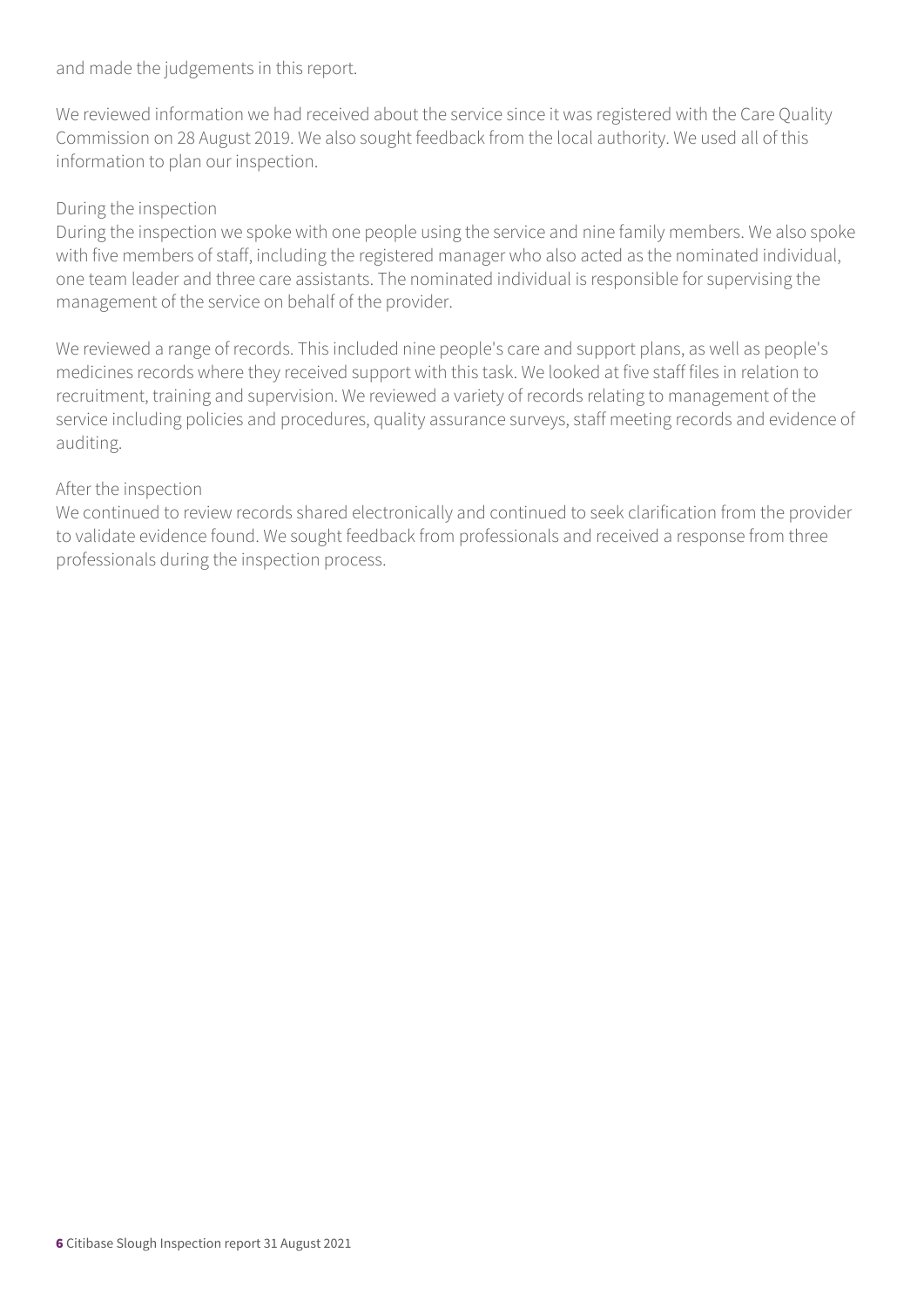and made the judgements in this report.

We reviewed information we had received about the service since it was registered with the Care Quality Commission on 28 August 2019. We also sought feedback from the local authority. We used all of this information to plan our inspection.

During the inspection

During the inspection we spoke with one people using the service and nine family members. We also spoke with five members of staff, including the registered manager who also acted as the nominated individual, one team leader and three care assistants. The nominated individual is responsible for supervising the management of the service on behalf of the provider.

We reviewed a range of records. This included nine people's care and support plans, as well as people's medicines records where they received support with this task. We looked at five staff files in relation to recruitment, training and supervision. We reviewed a variety of records relating to management of the service including policies and procedures, quality assurance surveys, staff meeting records and evidence of auditing.

After the inspection

We continued to review records shared electronically and continued to seek clarification from the provider to validate evidence found. We sought feedback from professionals and received a response from three professionals during the inspection process.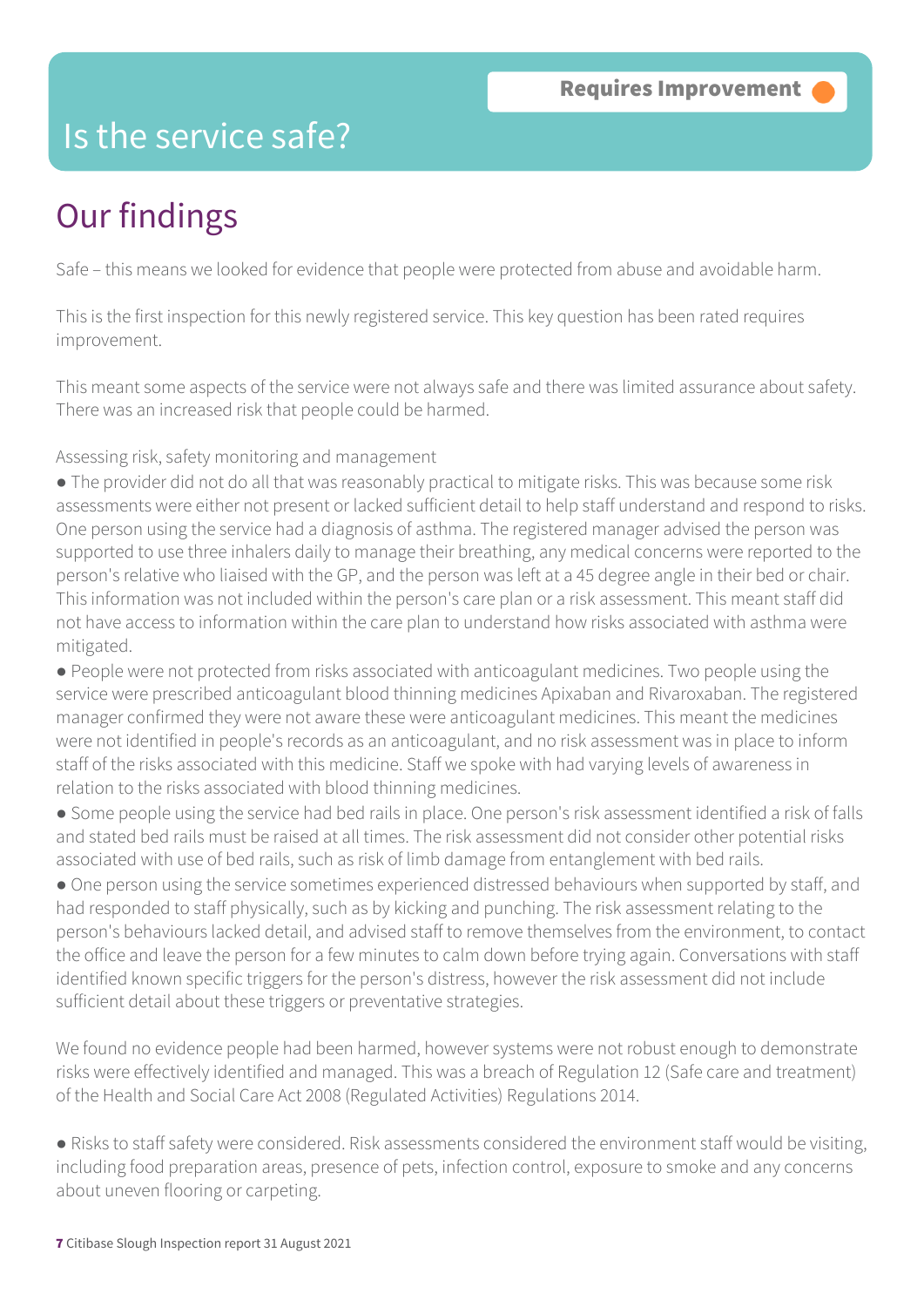# Is the service safe?

**Requires Improvement**

## Our findings

Safe – this means we looked for evidence that people were protected from abuse and avoidable harm.

This is the first inspection for this newly registered service. This key question has been rated requires improvement.

This meant some aspects of the service were not always safe and there was limited assurance about safety. There was an increased risk that people could be harmed.

Assessing risk, safety monitoring and management

- The provider did not do all that was reasonably practical to mitigate risks. This was because some risk assessments were either not present or lacked sufficient detail to help staff understand and respond to risks. One person using the service had a diagnosis of asthma. The registered manager advised the person was supported to use three inhalers daily to manage their breathing, any medical concerns were reported to the person's relative who liaised with the GP, and the person was left at a 45 degree angle in their bed or chair. This information was not included within the person's care plan or a risk assessment. This meant staff did not have access to information within the care plan to understand how risks associated with asthma were mitigated.
- People were not protected from risks associated with anticoagulant medicines. Two people using the service were prescribed anticoagulant blood thinning medicines Apixaban and Rivaroxaban. The registered manager confirmed they were not aware these were anticoagulant medicines. This meant the medicines were not identified in people's records as an anticoagulant, and no risk assessment was in place to inform staff of the risks associated with this medicine. Staff we spoke with had varying levels of awareness in relation to the risks associated with blood thinning medicines.
- Some people using the service had bed rails in place. One person's risk assessment identified a risk of falls and stated bed rails must be raised at all times. The risk assessment did not consider other potential risks associated with use of bed rails, such as risk of limb damage from entanglement with bed rails.
- One person using the service sometimes experienced distressed behaviours when supported by staff, and had responded to staff physically, such as by kicking and punching. The risk assessment relating to the person's behaviours lacked detail, and advised staff to remove themselves from the environment, to contact the office and leave the person for a few minutes to calm down before trying again. Conversations with staff identified known specific triggers for the person's distress, however the risk assessment did not include sufficient detail about these triggers or preventative strategies.

We found no evidence people had been harmed, however systems were not robust enough to demonstrate risks were effectively identified and managed. This was a breach of Regulation 12 (Safe care and treatment) of the Health and Social Care Act 2008 (Regulated Activities) Regulations 2014.

- Risks to staff safety were considered. Risk assessments considered the environment staff would be visiting, including food preparation areas, presence of pets, infection control, exposure to smoke and any concerns about uneven flooring or carpeting.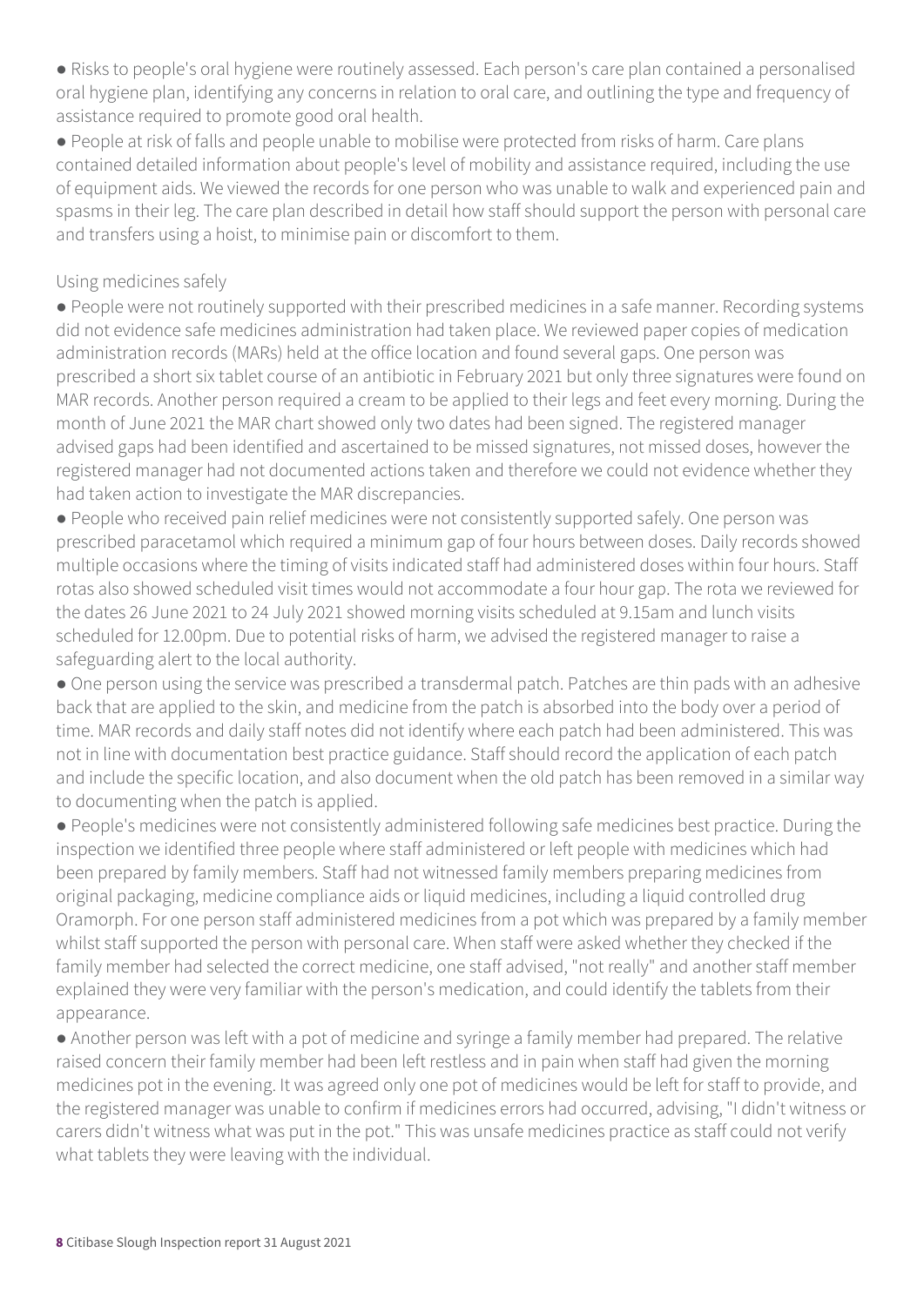- Risks to people's oral hygiene were routinely assessed. Each person's care plan contained a personalised oral hygiene plan, identifying any concerns in relation to oral care, and outlining the type and frequency of assistance required to promote good oral health.
- People at risk of falls and people unable to mobilise were protected from risks of harm. Care plans contained detailed information about people's level of mobility and assistance required, including the use of equipment aids. We viewed the records for one person who was unable to walk and experienced pain and spasms in their leg. The care plan described in detail how staff should support the person with personal care and transfers using a hoist, to minimise pain or discomfort to them.

Using medicines safely

- People were not routinely supported with their prescribed medicines in a safe manner. Recording systems did not evidence safe medicines administration had taken place. We reviewed paper copies of medication administration records (MARs) held at the office location and found several gaps. One person was prescribed a short six tablet course of an antibiotic in February 2021 but only three signatures were found on MAR records. Another person required a cream to be applied to their legs and feet every morning. During the month of June 2021 the MAR chart showed only two dates had been signed. The registered manager advised gaps had been identified and ascertained to be missed signatures, not missed doses, however the registered manager had not documented actions taken and therefore we could not evidence whether they had taken action to investigate the MAR discrepancies.
- People who received pain relief medicines were not consistently supported safely. One person was prescribed paracetamol which required a minimum gap of four hours between doses. Daily records showed multiple occasions where the timing of visits indicated staff had administered doses within four hours. Staff rotas also showed scheduled visit times would not accommodate a four hour gap. The rota we reviewed for the dates 26 June 2021 to 24 July 2021 showed morning visits scheduled at 9.15am and lunch visits scheduled for 12.00pm. Due to potential risks of harm, we advised the registered manager to raise a safeguarding alert to the local authority.
- One person using the service was prescribed a transdermal patch. Patches are thin pads with an adhesive back that are applied to the skin, and medicine from the patch is absorbed into the body over a period of time. MAR records and daily staff notes did not identify where each patch had been administered. This was not in line with documentation best practice guidance. Staff should record the application of each patch and include the specific location, and also document when the old patch has been removed in a similar way to documenting when the patch is applied.
- People's medicines were not consistently administered following safe medicines best practice. During the inspection we identified three people where staff administered or left people with medicines which had been prepared by family members. Staff had not witnessed family members preparing medicines from original packaging, medicine compliance aids or liquid medicines, including a liquid controlled drug Oramorph. For one person staff administered medicines from a pot which was prepared by a family member whilst staff supported the person with personal care. When staff were asked whether they checked if the family member had selected the correct medicine, one staff advised, "not really" and another staff member explained they were very familiar with the person's medication, and could identify the tablets from their appearance.
- Another person was left with a pot of medicine and syringe a family member had prepared. The relative raised concern their family member had been left restless and in pain when staff had given the morning medicines pot in the evening. It was agreed only one pot of medicines would be left for staff to provide, and the registered manager was unable to confirm if medicines errors had occurred, advising, "I didn't witness or carers didn't witness what was put in the pot." This was unsafe medicines practice as staff could not verify what tablets they were leaving with the individual.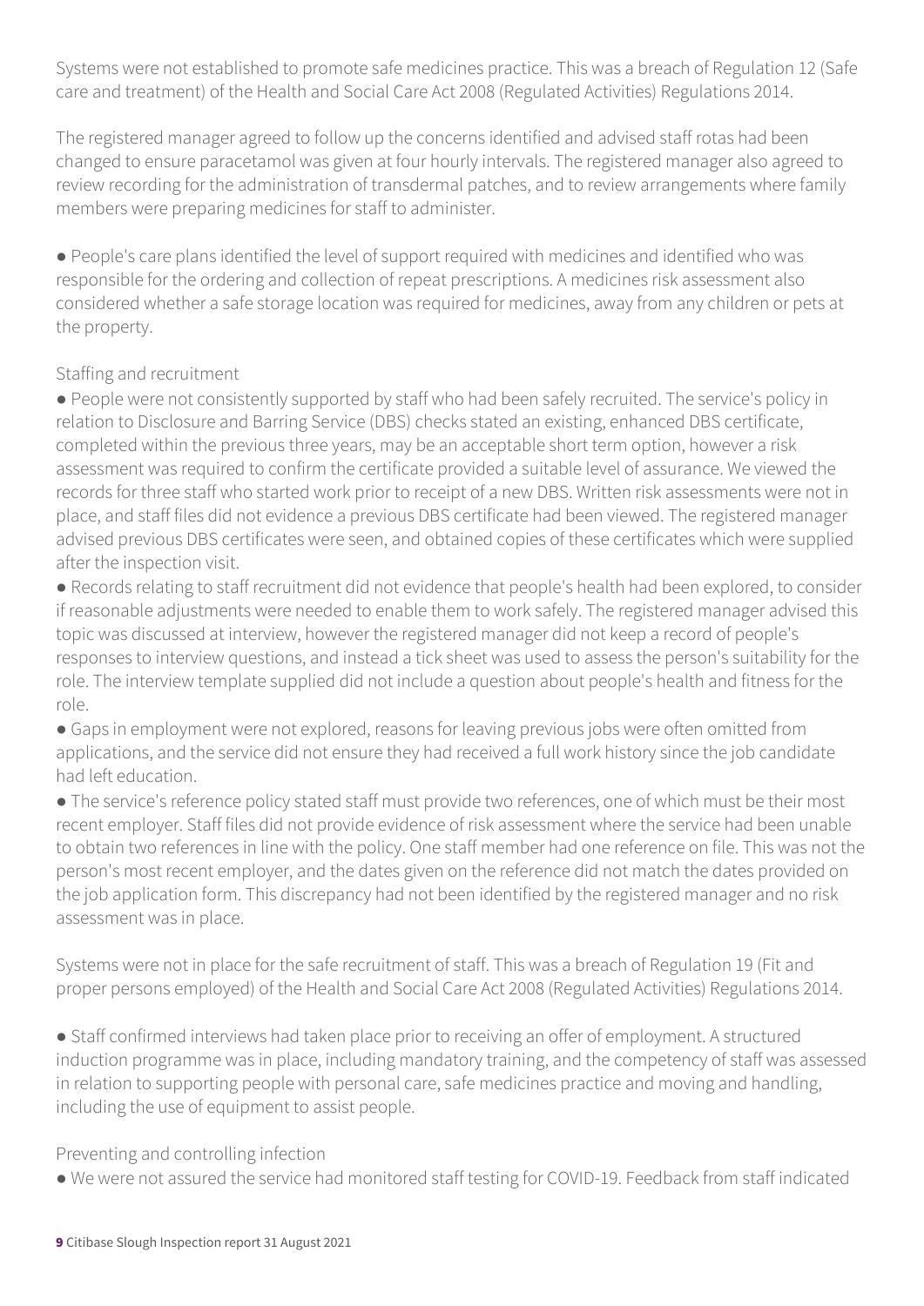Systems were not established to promote safe medicines practice. This was a breach of Regulation 12 (Safe care and treatment) of the Health and Social Care Act 2008 (Regulated Activities) Regulations 2014.

The registered manager agreed to follow up the concerns identified and advised staff rotas had been changed to ensure paracetamol was given at four hourly intervals. The registered manager also agreed to review recording for the administration of transdermal patches, and to review arrangements where family members were preparing medicines for staff to administer.

- People's care plans identified the level of support required with medicines and identified who was responsible for the ordering and collection of repeat prescriptions. A medicines risk assessment also considered whether a safe storage location was required for medicines, away from any children or pets at the property.

Staffing and recruitment

- People were not consistently supported by staff who had been safely recruited. The service's policy in relation to Disclosure and Barring Service (DBS) checks stated an existing, enhanced DBS certificate, completed within the previous three years, may be an acceptable short term option, however a risk assessment was required to confirm the certificate provided a suitable level of assurance. We viewed the records for three staff who started work prior to receipt of a new DBS. Written risk assessments were not in place, and staff files did not evidence a previous DBS certificate had been viewed. The registered manager advised previous DBS certificates were seen, and obtained copies of these certificates which were supplied after the inspection visit.
- Records relating to staff recruitment did not evidence that people's health had been explored, to consider if reasonable adjustments were needed to enable them to work safely. The registered manager advised this topic was discussed at interview, however the registered manager did not keep a record of people's responses to interview questions, and instead a tick sheet was used to assess the person's suitability for the role. The interview template supplied did not include a question about people's health and fitness for the role.
- Gaps in employment were not explored, reasons for leaving previous jobs were often omitted from applications, and the service did not ensure they had received a full work history since the job candidate had left education.
- The service's reference policy stated staff must provide two references, one of which must be their most recent employer. Staff files did not provide evidence of risk assessment where the service had been unable to obtain two references in line with the policy. One staff member had one reference on file. This was not the person's most recent employer, and the dates given on the reference did not match the dates provided on the job application form. This discrepancy had not been identified by the registered manager and no risk assessment was in place.

Systems were not in place for the safe recruitment of staff. This was a breach of Regulation 19 (Fit and proper persons employed) of the Health and Social Care Act 2008 (Regulated Activities) Regulations 2014.

- Staff confirmed interviews had taken place prior to receiving an offer of employment. A structured induction programme was in place, including mandatory training, and the competency of staff was assessed in relation to supporting people with personal care, safe medicines practice and moving and handling, including the use of equipment to assist people.

Preventing and controlling infection

- We were not assured the service had monitored staff testing for COVID-19. Feedback from staff indicated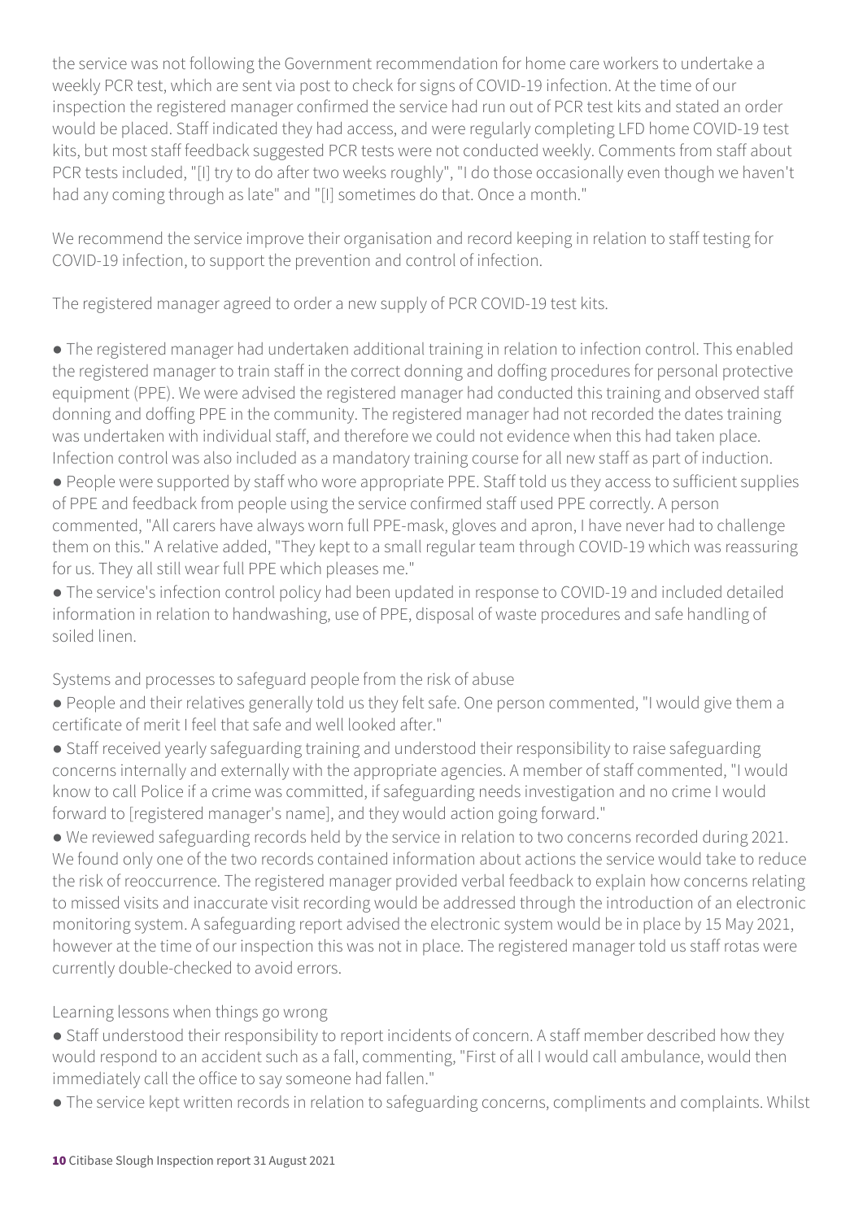the service was not following the Government recommendation for home care workers to undertake a weekly PCR test, which are sent via post to check for signs of COVID-19 infection. At the time of our inspection the registered manager confirmed the service had run out of PCR test kits and stated an order would be placed. Staff indicated they had access, and were regularly completing LFD home COVID-19 test kits, but most staff feedback suggested PCR tests were not conducted weekly. Comments from staff about PCR tests included, "[I] try to do after two weeks roughly", "I do those occasionally even though we haven't had any coming through as late" and "[I] sometimes do that. Once a month."

We recommend the service improve their organisation and record keeping in relation to staff testing for COVID-19 infection, to support the prevention and control of infection.

The registered manager agreed to order a new supply of PCR COVID-19 test kits.

- The registered manager had undertaken additional training in relation to infection control. This enabled the registered manager to train staff in the correct donning and doffing procedures for personal protective equipment (PPE). We were advised the registered manager had conducted this training and observed staff donning and doffing PPE in the community. The registered manager had not recorded the dates training was undertaken with individual staff, and therefore we could not evidence when this had taken place. Infection control was also included as a mandatory training course for all new staff as part of induction.
- People were supported by staff who wore appropriate PPE. Staff told us they access to sufficient supplies of PPE and feedback from people using the service confirmed staff used PPE correctly. A person commented, "All carers have always worn full PPE-mask, gloves and apron, I have never had to challenge them on this." A relative added, "They kept to a small regular team through COVID-19 which was reassuring for us. They all still wear full PPE which pleases me."
- The service's infection control policy had been updated in response to COVID-19 and included detailed information in relation to handwashing, use of PPE, disposal of waste procedures and safe handling of soiled linen.

Systems and processes to safeguard people from the risk of abuse

- People and their relatives generally told us they felt safe. One person commented, "I would give them a certificate of merit I feel that safe and well looked after."
- Staff received yearly safeguarding training and understood their responsibility to raise safeguarding concerns internally and externally with the appropriate agencies. A member of staff commented, "I would know to call Police if a crime was committed, if safeguarding needs investigation and no crime I would forward to [registered manager's name], and they would action going forward."
- We reviewed safeguarding records held by the service in relation to two concerns recorded during 2021. We found only one of the two records contained information about actions the service would take to reduce the risk of reoccurrence. The registered manager provided verbal feedback to explain how concerns relating to missed visits and inaccurate visit recording would be addressed through the introduction of an electronic monitoring system. A safeguarding report advised the electronic system would be in place by 15 May 2021, however at the time of our inspection this was not in place. The registered manager told us staff rotas were currently double-checked to avoid errors.

Learning lessons when things go wrong

- Staff understood their responsibility to report incidents of concern. A staff member described how they would respond to an accident such as a fall, commenting, "First of all I would call ambulance, would then immediately call the office to say someone had fallen."
- The service kept written records in relation to safeguarding concerns, compliments and complaints. Whilst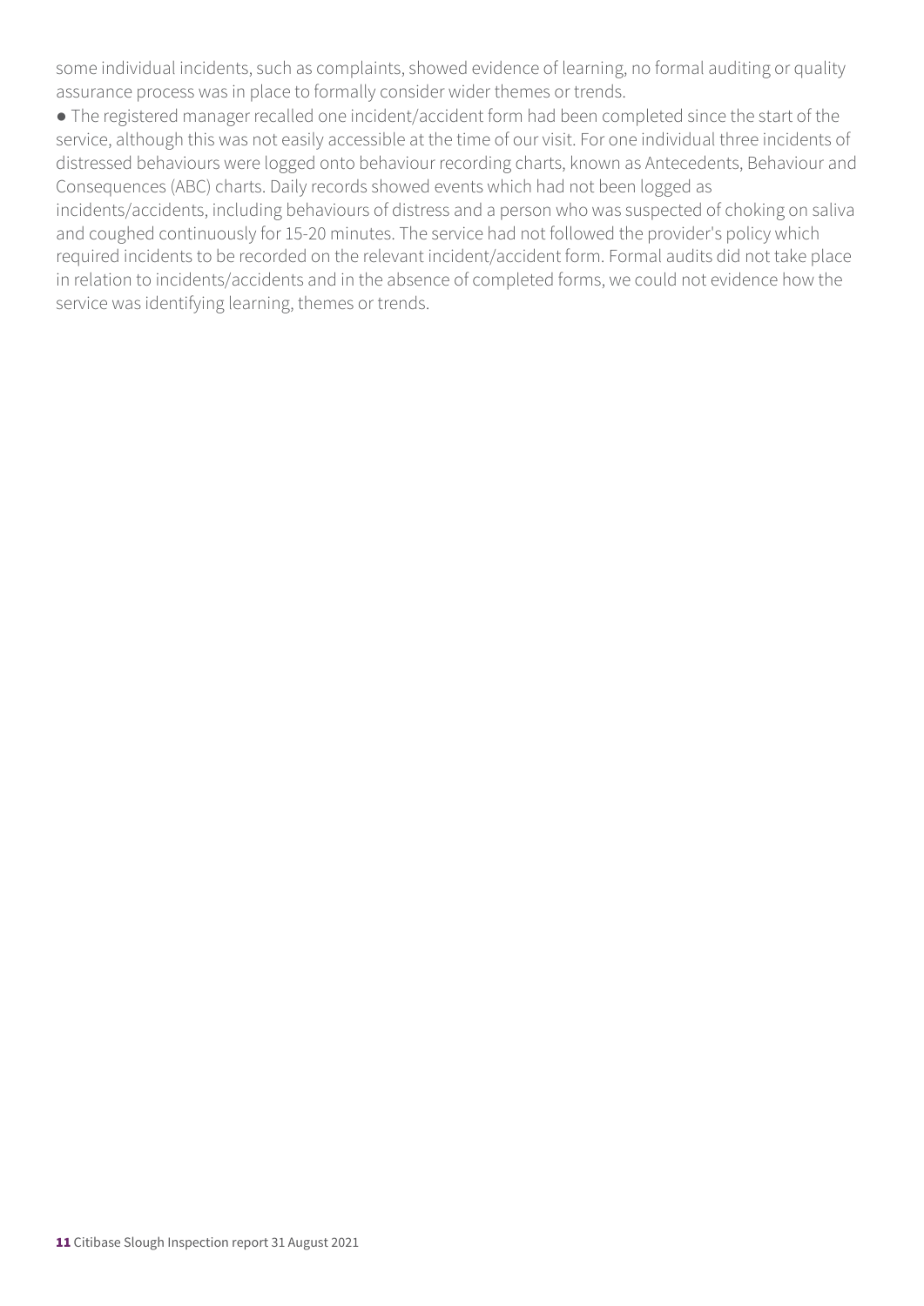some individual incidents, such as complaints, showed evidence of learning, no formal auditing or quality assurance process was in place to formally consider wider themes or trends.

● The registered manager recalled one incident/accident form had been completed since the start of the service, although this was not easily accessible at the time of our visit. For one individual three incidents of distressed behaviours were logged onto behaviour recording charts, known as Antecedents, Behaviour and Consequences (ABC) charts. Daily records showed events which had not been logged as incidents/accidents, including behaviours of distress and a person who was suspected of choking on saliva and coughed continuously for 15-20 minutes. The service had not followed the provider's policy which required incidents to be recorded on the relevant incident/accident form. Formal audits did not take place in relation to incidents/accidents and in the absence of completed forms, we could not evidence how the service was identifying learning, themes or trends.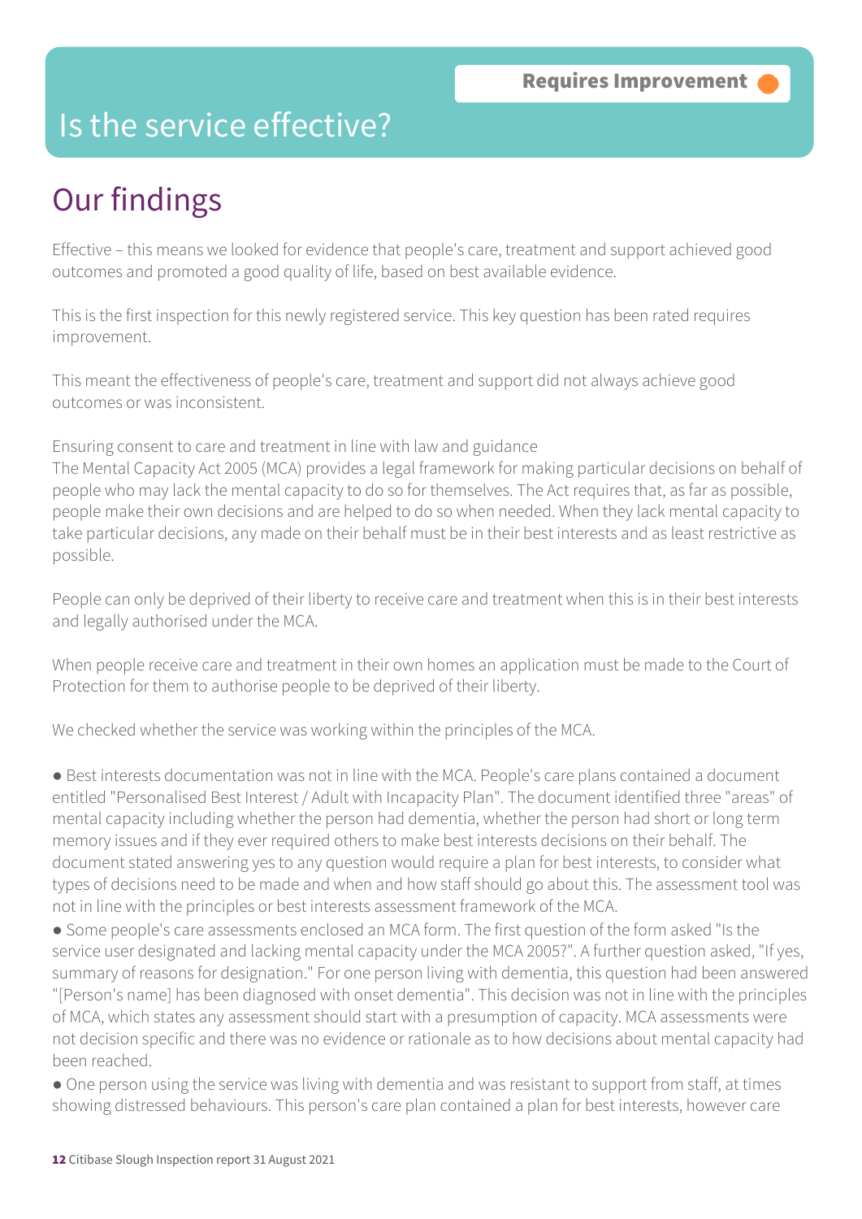**Requires Improvement**

# Is the service effective?

## Our findings

Effective – this means we looked for evidence that people's care, treatment and support achieved good outcomes and promoted a good quality of life, based on best available evidence.

This is the first inspection for this newly registered service. This key question has been rated requires improvement.

This meant the effectiveness of people's care, treatment and support did not always achieve good outcomes or was inconsistent.

Ensuring consent to care and treatment in line with law and guidance
The Mental Capacity Act 2005 (MCA) provides a legal framework for making particular decisions on behalf of people who may lack the mental capacity to do so for themselves. The Act requires that, as far as possible, people make their own decisions and are helped to do so when needed. When they lack mental capacity to take particular decisions, any made on their behalf must be in their best interests and as least restrictive as possible.

People can only be deprived of their liberty to receive care and treatment when this is in their best interests and legally authorised under the MCA.

When people receive care and treatment in their own homes an application must be made to the Court of Protection for them to authorise people to be deprived of their liberty.

We checked whether the service was working within the principles of the MCA.

● Best interests documentation was not in line with the MCA. People's care plans contained a document entitled "Personalised Best Interest / Adult with Incapacity Plan". The document identified three "areas" of mental capacity including whether the person had dementia, whether the person had short or long term memory issues and if they ever required others to make best interests decisions on their behalf. The document stated answering yes to any question would require a plan for best interests, to consider what types of decisions need to be made and when and how staff should go about this. The assessment tool was not in line with the principles or best interests assessment framework of the MCA.
● Some people's care assessments enclosed an MCA form. The first question of the form asked "Is the service user designated and lacking mental capacity under the MCA 2005?". A further question asked, "If yes, summary of reasons for designation." For one person living with dementia, this question had been answered "[Person's name] has been diagnosed with onset dementia". This decision was not in line with the principles of MCA, which states any assessment should start with a presumption of capacity. MCA assessments were not decision specific and there was no evidence or rationale as to how decisions about mental capacity had been reached.
● One person using the service was living with dementia and was resistant to support from staff, at times showing distressed behaviours. This person's care plan contained a plan for best interests, however care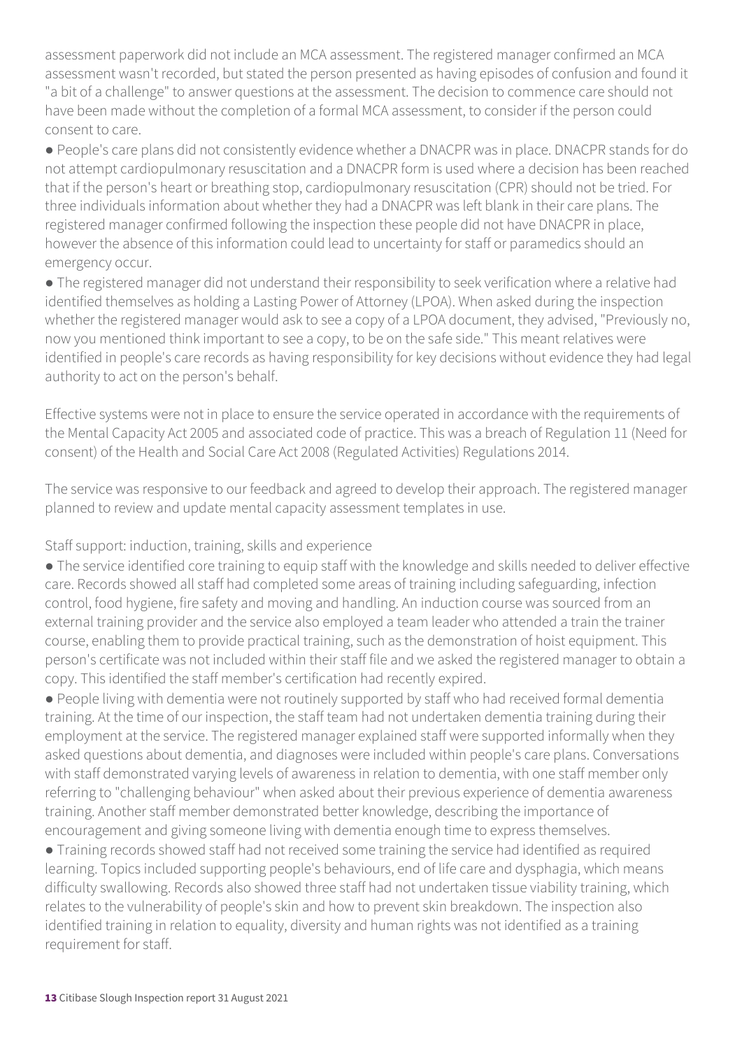assessment paperwork did not include an MCA assessment. The registered manager confirmed an MCA assessment wasn't recorded, but stated the person presented as having episodes of confusion and found it "a bit of a challenge" to answer questions at the assessment. The decision to commence care should not have been made without the completion of a formal MCA assessment, to consider if the person could consent to care.

- People's care plans did not consistently evidence whether a DNACPR was in place. DNACPR stands for do not attempt cardiopulmonary resuscitation and a DNACPR form is used where a decision has been reached that if the person's heart or breathing stop, cardiopulmonary resuscitation (CPR) should not be tried. For three individuals information about whether they had a DNACPR was left blank in their care plans. The registered manager confirmed following the inspection these people did not have DNACPR in place, however the absence of this information could lead to uncertainty for staff or paramedics should an emergency occur.
- The registered manager did not understand their responsibility to seek verification where a relative had identified themselves as holding a Lasting Power of Attorney (LPOA). When asked during the inspection whether the registered manager would ask to see a copy of a LPOA document, they advised, "Previously no, now you mentioned think important to see a copy, to be on the safe side." This meant relatives were identified in people's care records as having responsibility for key decisions without evidence they had legal authority to act on the person's behalf.

Effective systems were not in place to ensure the service operated in accordance with the requirements of the Mental Capacity Act 2005 and associated code of practice. This was a breach of Regulation 11 (Need for consent) of the Health and Social Care Act 2008 (Regulated Activities) Regulations 2014.

The service was responsive to our feedback and agreed to develop their approach. The registered manager planned to review and update mental capacity assessment templates in use.

Staff support: induction, training, skills and experience

- The service identified core training to equip staff with the knowledge and skills needed to deliver effective care. Records showed all staff had completed some areas of training including safeguarding, infection control, food hygiene, fire safety and moving and handling. An induction course was sourced from an external training provider and the service also employed a team leader who attended a train the trainer course, enabling them to provide practical training, such as the demonstration of hoist equipment. This person's certificate was not included within their staff file and we asked the registered manager to obtain a copy. This identified the staff member's certification had recently expired.
- People living with dementia were not routinely supported by staff who had received formal dementia training. At the time of our inspection, the staff team had not undertaken dementia training during their employment at the service. The registered manager explained staff were supported informally when they asked questions about dementia, and diagnoses were included within people's care plans. Conversations with staff demonstrated varying levels of awareness in relation to dementia, with one staff member only referring to "challenging behaviour" when asked about their previous experience of dementia awareness training. Another staff member demonstrated better knowledge, describing the importance of encouragement and giving someone living with dementia enough time to express themselves.
- Training records showed staff had not received some training the service had identified as required learning. Topics included supporting people's behaviours, end of life care and dysphagia, which means difficulty swallowing. Records also showed three staff had not undertaken tissue viability training, which relates to the vulnerability of people's skin and how to prevent skin breakdown. The inspection also identified training in relation to equality, diversity and human rights was not identified as a training requirement for staff.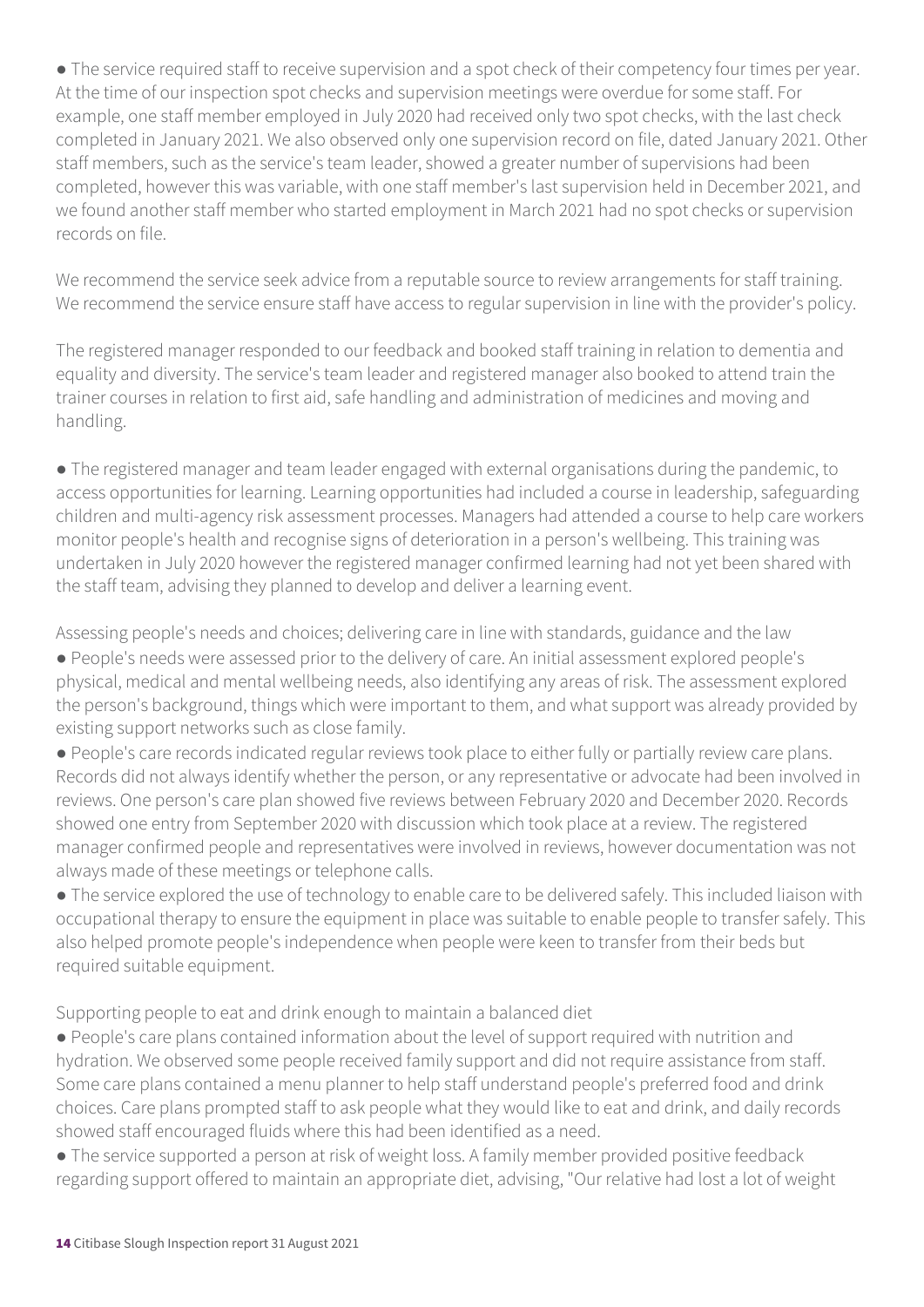- The service required staff to receive supervision and a spot check of their competency four times per year. At the time of our inspection spot checks and supervision meetings were overdue for some staff. For example, one staff member employed in July 2020 had received only two spot checks, with the last check completed in January 2021. We also observed only one supervision record on file, dated January 2021. Other staff members, such as the service's team leader, showed a greater number of supervisions had been completed, however this was variable, with one staff member's last supervision held in December 2021, and we found another staff member who started employment in March 2021 had no spot checks or supervision records on file.

We recommend the service seek advice from a reputable source to review arrangements for staff training. We recommend the service ensure staff have access to regular supervision in line with the provider's policy.

The registered manager responded to our feedback and booked staff training in relation to dementia and equality and diversity. The service's team leader and registered manager also booked to attend train the trainer courses in relation to first aid, safe handling and administration of medicines and moving and handling.

- The registered manager and team leader engaged with external organisations during the pandemic, to access opportunities for learning. Learning opportunities had included a course in leadership, safeguarding children and multi-agency risk assessment processes. Managers had attended a course to help care workers monitor people's health and recognise signs of deterioration in a person's wellbeing. This training was undertaken in July 2020 however the registered manager confirmed learning had not yet been shared with the staff team, advising they planned to develop and deliver a learning event.

Assessing people's needs and choices; delivering care in line with standards, guidance and the law

- People's needs were assessed prior to the delivery of care. An initial assessment explored people's physical, medical and mental wellbeing needs, also identifying any areas of risk. The assessment explored the person's background, things which were important to them, and what support was already provided by existing support networks such as close family.
- People's care records indicated regular reviews took place to either fully or partially review care plans. Records did not always identify whether the person, or any representative or advocate had been involved in reviews. One person's care plan showed five reviews between February 2020 and December 2020. Records showed one entry from September 2020 with discussion which took place at a review. The registered manager confirmed people and representatives were involved in reviews, however documentation was not always made of these meetings or telephone calls.
- The service explored the use of technology to enable care to be delivered safely. This included liaison with occupational therapy to ensure the equipment in place was suitable to enable people to transfer safely. This also helped promote people's independence when people were keen to transfer from their beds but required suitable equipment.

Supporting people to eat and drink enough to maintain a balanced diet

- People's care plans contained information about the level of support required with nutrition and hydration. We observed some people received family support and did not require assistance from staff. Some care plans contained a menu planner to help staff understand people's preferred food and drink choices. Care plans prompted staff to ask people what they would like to eat and drink, and daily records showed staff encouraged fluids where this had been identified as a need.
- The service supported a person at risk of weight loss. A family member provided positive feedback regarding support offered to maintain an appropriate diet, advising, "Our relative had lost a lot of weight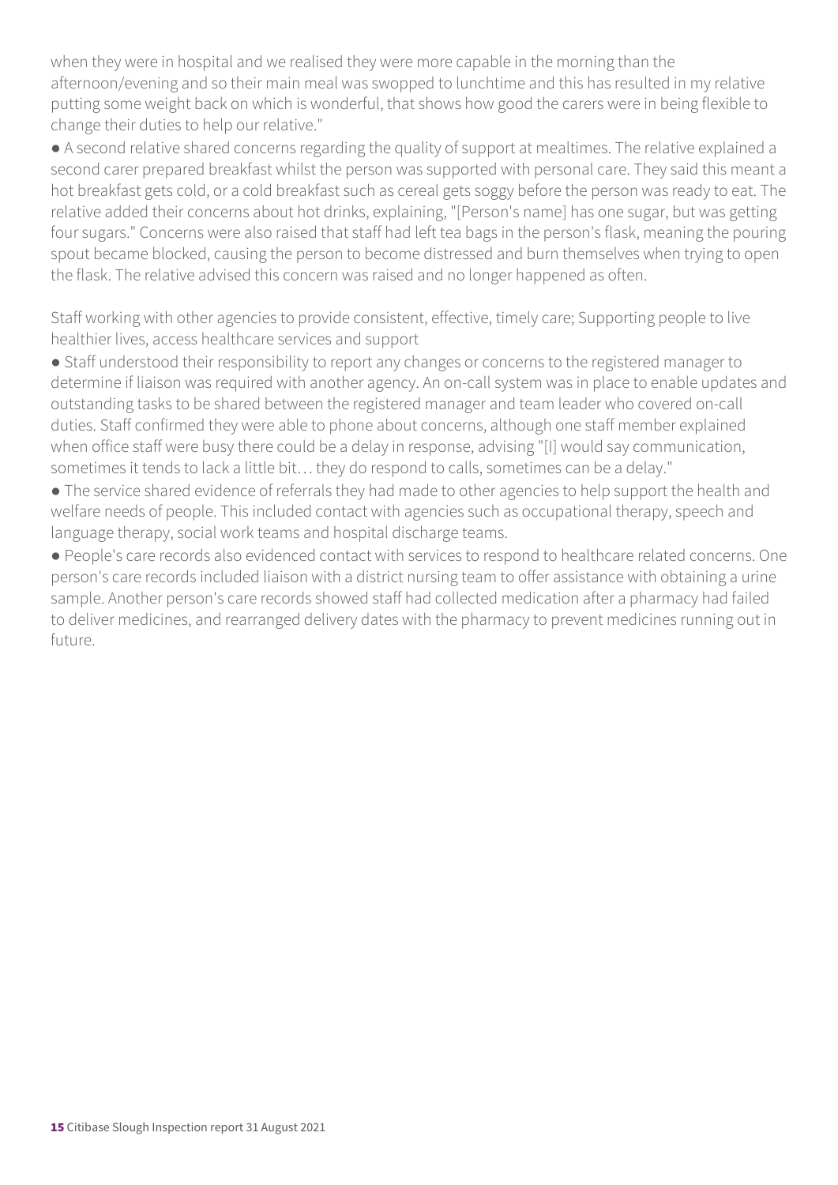when they were in hospital and we realised they were more capable in the morning than the afternoon/evening and so their main meal was swopped to lunchtime and this has resulted in my relative putting some weight back on which is wonderful, that shows how good the carers were in being flexible to change their duties to help our relative."

- A second relative shared concerns regarding the quality of support at mealtimes. The relative explained a second carer prepared breakfast whilst the person was supported with personal care. They said this meant a hot breakfast gets cold, or a cold breakfast such as cereal gets soggy before the person was ready to eat. The relative added their concerns about hot drinks, explaining, "[Person's name] has one sugar, but was getting four sugars." Concerns were also raised that staff had left tea bags in the person's flask, meaning the pouring spout became blocked, causing the person to become distressed and burn themselves when trying to open the flask. The relative advised this concern was raised and no longer happened as often.

Staff working with other agencies to provide consistent, effective, timely care; Supporting people to live healthier lives, access healthcare services and support

- Staff understood their responsibility to report any changes or concerns to the registered manager to determine if liaison was required with another agency. An on-call system was in place to enable updates and outstanding tasks to be shared between the registered manager and team leader who covered on-call duties. Staff confirmed they were able to phone about concerns, although one staff member explained when office staff were busy there could be a delay in response, advising "[I] would say communication, sometimes it tends to lack a little bit… they do respond to calls, sometimes can be a delay."
- The service shared evidence of referrals they had made to other agencies to help support the health and welfare needs of people. This included contact with agencies such as occupational therapy, speech and language therapy, social work teams and hospital discharge teams.
- People's care records also evidenced contact with services to respond to healthcare related concerns. One person's care records included liaison with a district nursing team to offer assistance with obtaining a urine sample. Another person's care records showed staff had collected medication after a pharmacy had failed to deliver medicines, and rearranged delivery dates with the pharmacy to prevent medicines running out in future.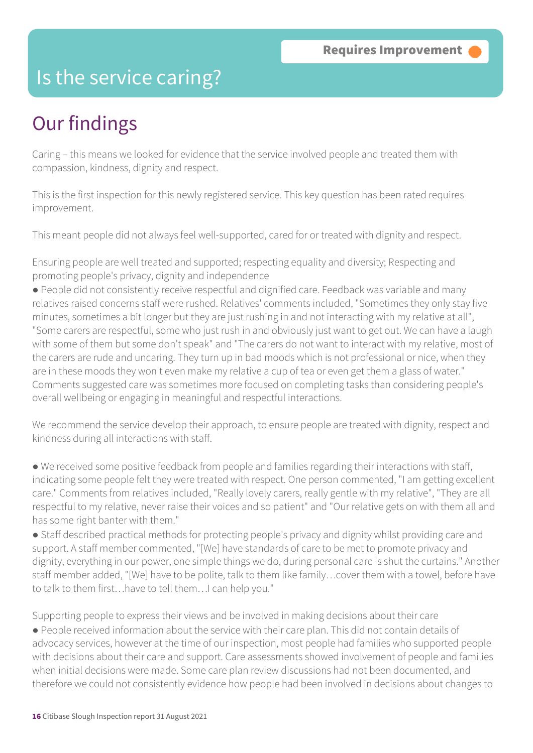**Requires Improvement**

# Is the service caring?

## Our findings

Caring – this means we looked for evidence that the service involved people and treated them with compassion, kindness, dignity and respect.

This is the first inspection for this newly registered service. This key question has been rated requires improvement.

This meant people did not always feel well-supported, cared for or treated with dignity and respect.

Ensuring people are well treated and supported; respecting equality and diversity; Respecting and promoting people's privacy, dignity and independence

- People did not consistently receive respectful and dignified care. Feedback was variable and many relatives raised concerns staff were rushed. Relatives' comments included, "Sometimes they only stay five minutes, sometimes a bit longer but they are just rushing in and not interacting with my relative at all", "Some carers are respectful, some who just rush in and obviously just want to get out. We can have a laugh with some of them but some don't speak" and "The carers do not want to interact with my relative, most of the carers are rude and uncaring. They turn up in bad moods which is not professional or nice, when they are in these moods they won't even make my relative a cup of tea or even get them a glass of water." Comments suggested care was sometimes more focused on completing tasks than considering people's overall wellbeing or engaging in meaningful and respectful interactions.

We recommend the service develop their approach, to ensure people are treated with dignity, respect and kindness during all interactions with staff.

- We received some positive feedback from people and families regarding their interactions with staff, indicating some people felt they were treated with respect. One person commented, "I am getting excellent care." Comments from relatives included, "Really lovely carers, really gentle with my relative", "They are all respectful to my relative, never raise their voices and so patient" and "Our relative gets on with them all and has some right banter with them."
- Staff described practical methods for protecting people's privacy and dignity whilst providing care and support. A staff member commented, "[We] have standards of care to be met to promote privacy and dignity, everything in our power, one simple things we do, during personal care is shut the curtains." Another staff member added, "[We] have to be polite, talk to them like family…cover them with a towel, before have to talk to them first…have to tell them…I can help you."

Supporting people to express their views and be involved in making decisions about their care

- People received information about the service with their care plan. This did not contain details of advocacy services, however at the time of our inspection, most people had families who supported people with decisions about their care and support. Care assessments showed involvement of people and families when initial decisions were made. Some care plan review discussions had not been documented, and therefore we could not consistently evidence how people had been involved in decisions about changes to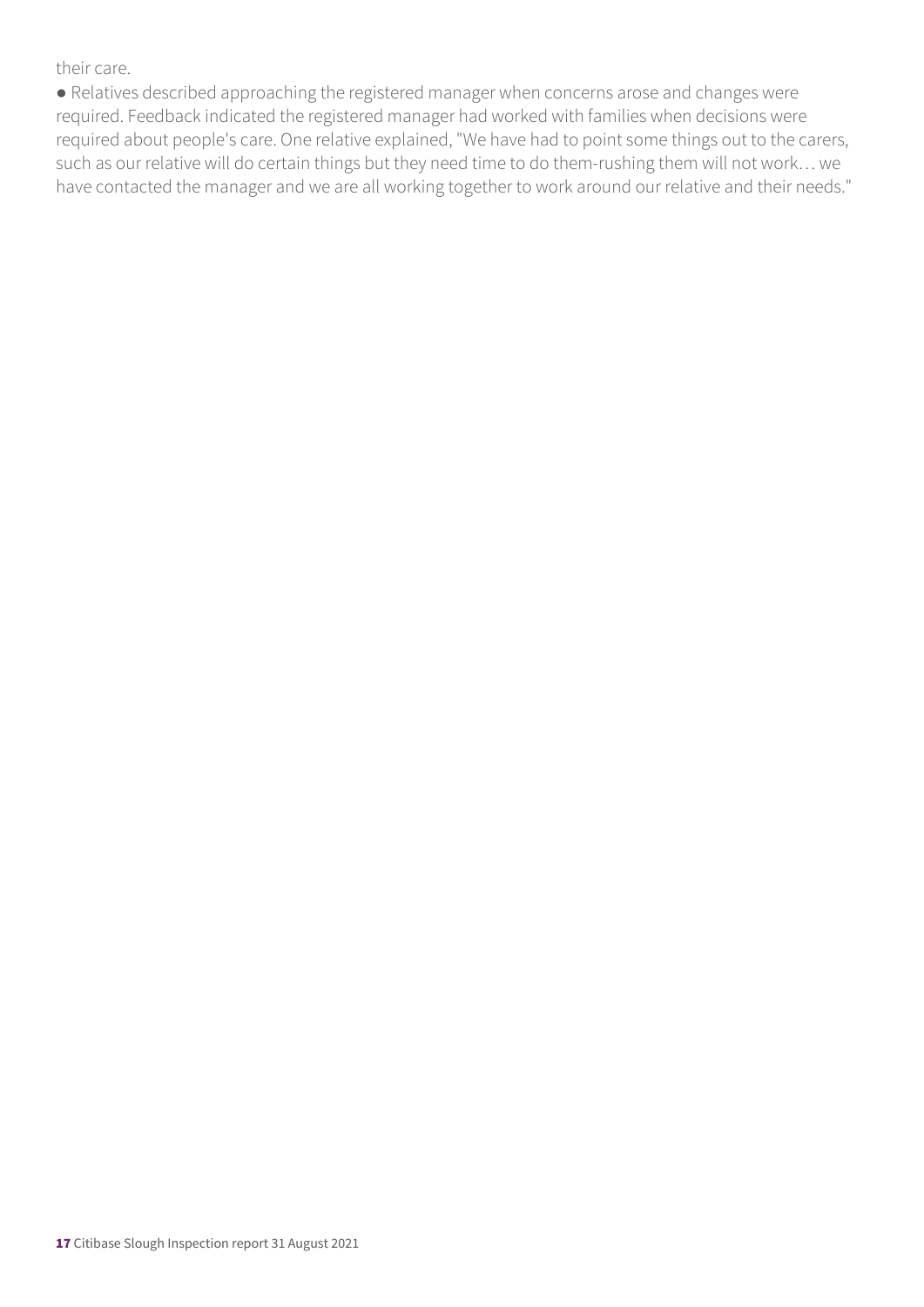their care.

● Relatives described approaching the registered manager when concerns arose and changes were required. Feedback indicated the registered manager had worked with families when decisions were required about people's care. One relative explained, "We have had to point some things out to the carers, such as our relative will do certain things but they need time to do them-rushing them will not work… we have contacted the manager and we are all working together to work around our relative and their needs."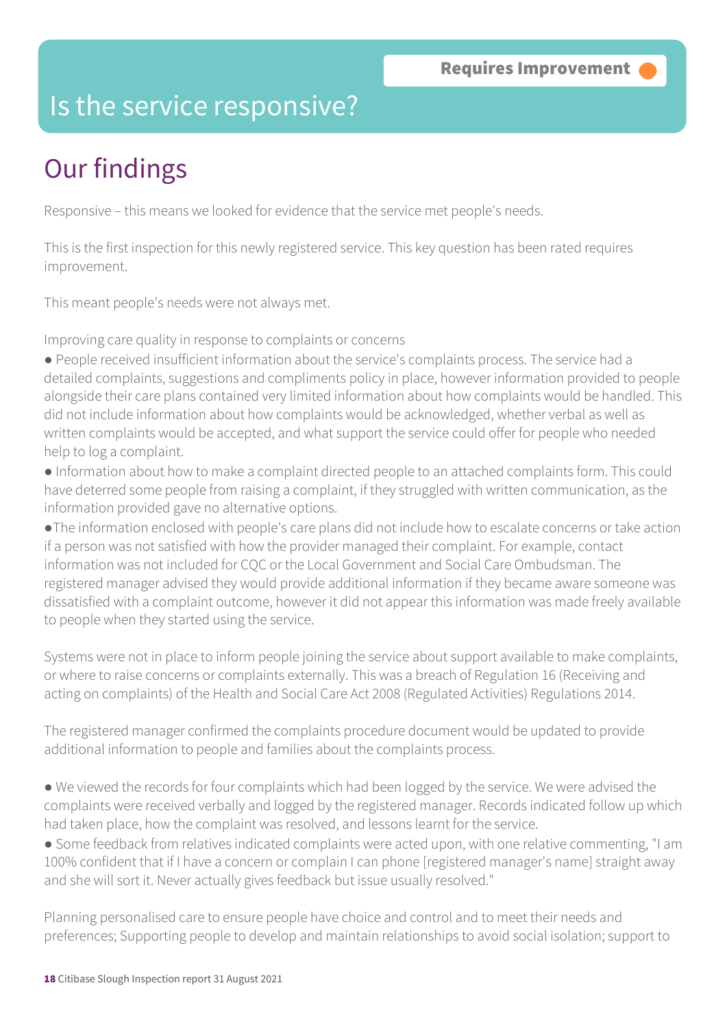Requires Improvement

# Is the service responsive?

## Our findings

Responsive – this means we looked for evidence that the service met people's needs.

This is the first inspection for this newly registered service. This key question has been rated requires improvement.

This meant people's needs were not always met.

Improving care quality in response to complaints or concerns

- People received insufficient information about the service's complaints process. The service had a detailed complaints, suggestions and compliments policy in place, however information provided to people alongside their care plans contained very limited information about how complaints would be handled. This did not include information about how complaints would be acknowledged, whether verbal as well as written complaints would be accepted, and what support the service could offer for people who needed help to log a complaint.
- Information about how to make a complaint directed people to an attached complaints form. This could have deterred some people from raising a complaint, if they struggled with written communication, as the information provided gave no alternative options.
- The information enclosed with people's care plans did not include how to escalate concerns or take action if a person was not satisfied with how the provider managed their complaint. For example, contact information was not included for CQC or the Local Government and Social Care Ombudsman. The registered manager advised they would provide additional information if they became aware someone was dissatisfied with a complaint outcome, however it did not appear this information was made freely available to people when they started using the service.

Systems were not in place to inform people joining the service about support available to make complaints, or where to raise concerns or complaints externally. This was a breach of Regulation 16 (Receiving and acting on complaints) of the Health and Social Care Act 2008 (Regulated Activities) Regulations 2014.

The registered manager confirmed the complaints procedure document would be updated to provide additional information to people and families about the complaints process.

- We viewed the records for four complaints which had been logged by the service. We were advised the complaints were received verbally and logged by the registered manager. Records indicated follow up which had taken place, how the complaint was resolved, and lessons learnt for the service.
- Some feedback from relatives indicated complaints were acted upon, with one relative commenting, "I am 100% confident that if I have a concern or complain I can phone [registered manager's name] straight away and she will sort it. Never actually gives feedback but issue usually resolved."

Planning personalised care to ensure people have choice and control and to meet their needs and preferences; Supporting people to develop and maintain relationships to avoid social isolation; support to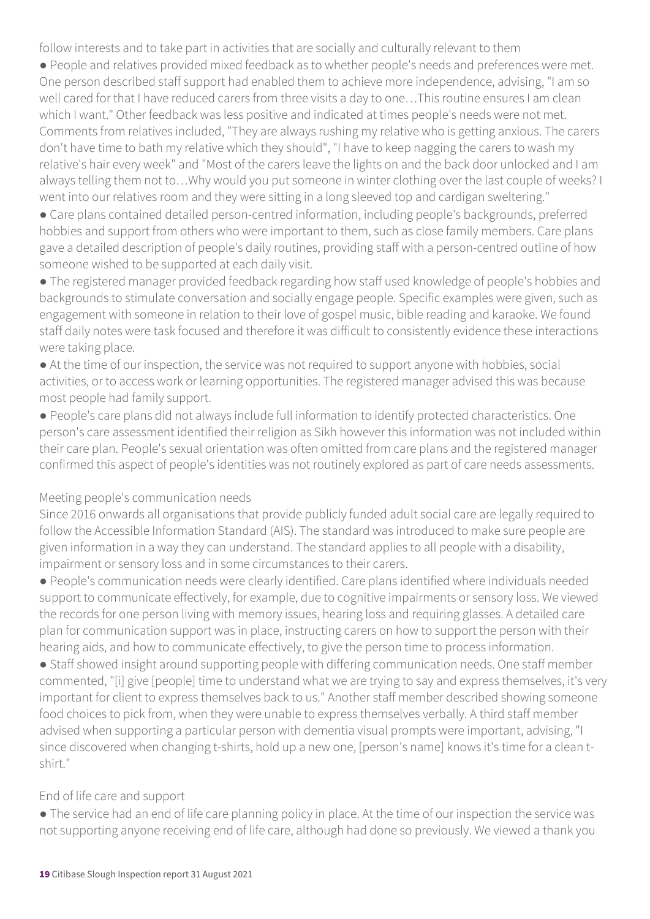follow interests and to take part in activities that are socially and culturally relevant to them

- People and relatives provided mixed feedback as to whether people's needs and preferences were met. One person described staff support had enabled them to achieve more independence, advising, "I am so well cared for that I have reduced carers from three visits a day to one…This routine ensures I am clean which I want." Other feedback was less positive and indicated at times people's needs were not met. Comments from relatives included, "They are always rushing my relative who is getting anxious. The carers don't have time to bath my relative which they should", "I have to keep nagging the carers to wash my relative's hair every week" and "Most of the carers leave the lights on and the back door unlocked and I am always telling them not to…Why would you put someone in winter clothing over the last couple of weeks? I went into our relatives room and they were sitting in a long sleeved top and cardigan sweltering."
- Care plans contained detailed person-centred information, including people's backgrounds, preferred hobbies and support from others who were important to them, such as close family members. Care plans gave a detailed description of people's daily routines, providing staff with a person-centred outline of how someone wished to be supported at each daily visit.
- The registered manager provided feedback regarding how staff used knowledge of people's hobbies and backgrounds to stimulate conversation and socially engage people. Specific examples were given, such as engagement with someone in relation to their love of gospel music, bible reading and karaoke. We found staff daily notes were task focused and therefore it was difficult to consistently evidence these interactions were taking place.
- At the time of our inspection, the service was not required to support anyone with hobbies, social activities, or to access work or learning opportunities. The registered manager advised this was because most people had family support.
- People's care plans did not always include full information to identify protected characteristics. One person's care assessment identified their religion as Sikh however this information was not included within their care plan. People's sexual orientation was often omitted from care plans and the registered manager confirmed this aspect of people's identities was not routinely explored as part of care needs assessments.

Meeting people's communication needs

Since 2016 onwards all organisations that provide publicly funded adult social care are legally required to follow the Accessible Information Standard (AIS). The standard was introduced to make sure people are given information in a way they can understand. The standard applies to all people with a disability, impairment or sensory loss and in some circumstances to their carers.

- People's communication needs were clearly identified. Care plans identified where individuals needed support to communicate effectively, for example, due to cognitive impairments or sensory loss. We viewed the records for one person living with memory issues, hearing loss and requiring glasses. A detailed care plan for communication support was in place, instructing carers on how to support the person with their hearing aids, and how to communicate effectively, to give the person time to process information.
- Staff showed insight around supporting people with differing communication needs. One staff member commented, "[i] give [people] time to understand what we are trying to say and express themselves, it's very important for client to express themselves back to us." Another staff member described showing someone food choices to pick from, when they were unable to express themselves verbally. A third staff member advised when supporting a particular person with dementia visual prompts were important, advising, "I since discovered when changing t-shirts, hold up a new one, [person's name] knows it's time for a clean t-shirt."

End of life care and support

- The service had an end of life care planning policy in place. At the time of our inspection the service was not supporting anyone receiving end of life care, although had done so previously. We viewed a thank you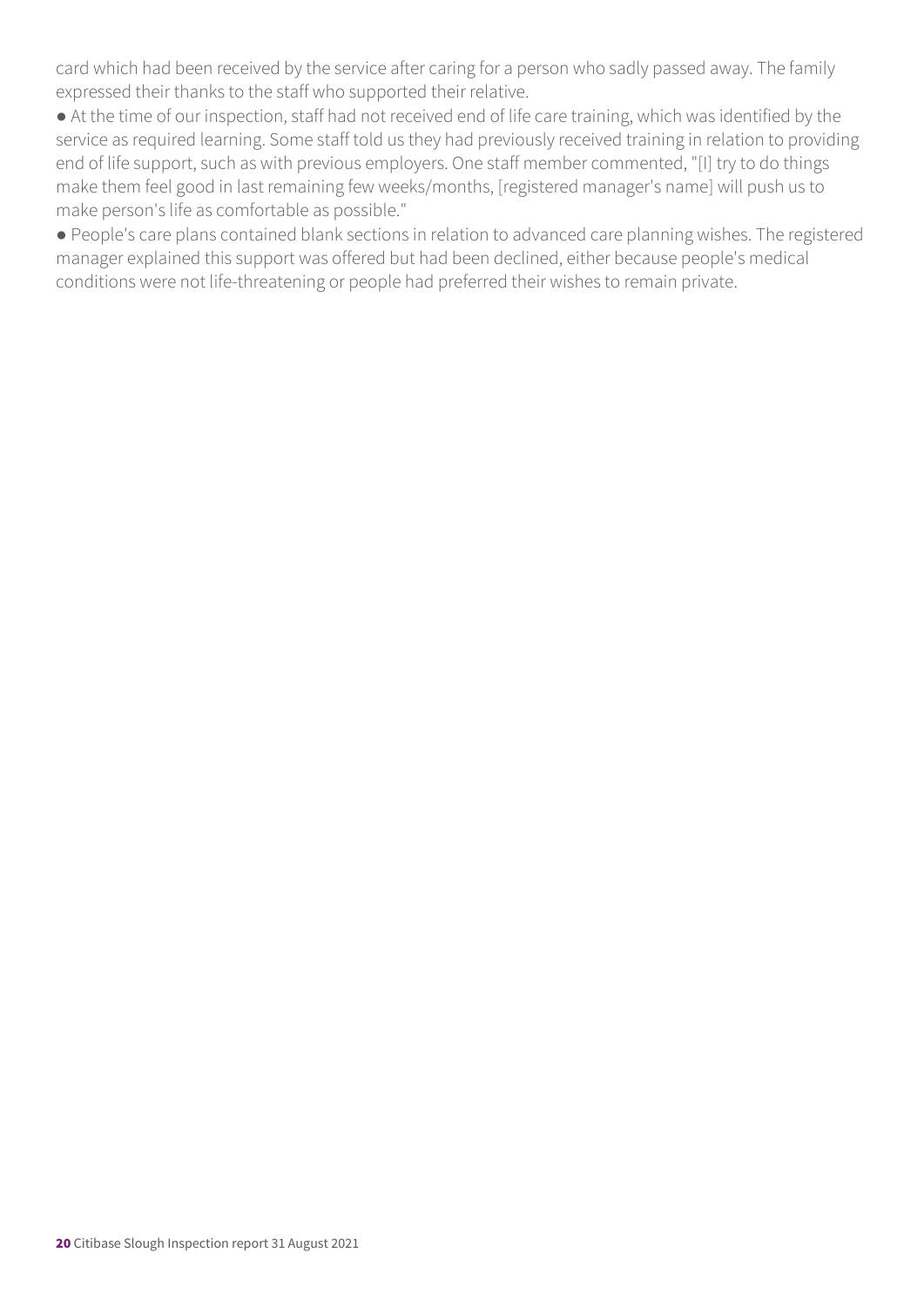card which had been received by the service after caring for a person who sadly passed away. The family expressed their thanks to the staff who supported their relative.

● At the time of our inspection, staff had not received end of life care training, which was identified by the service as required learning. Some staff told us they had previously received training in relation to providing end of life support, such as with previous employers. One staff member commented, "[I] try to do things make them feel good in last remaining few weeks/months, [registered manager's name] will push us to make person's life as comfortable as possible."

● People's care plans contained blank sections in relation to advanced care planning wishes. The registered manager explained this support was offered but had been declined, either because people's medical conditions were not life-threatening or people had preferred their wishes to remain private.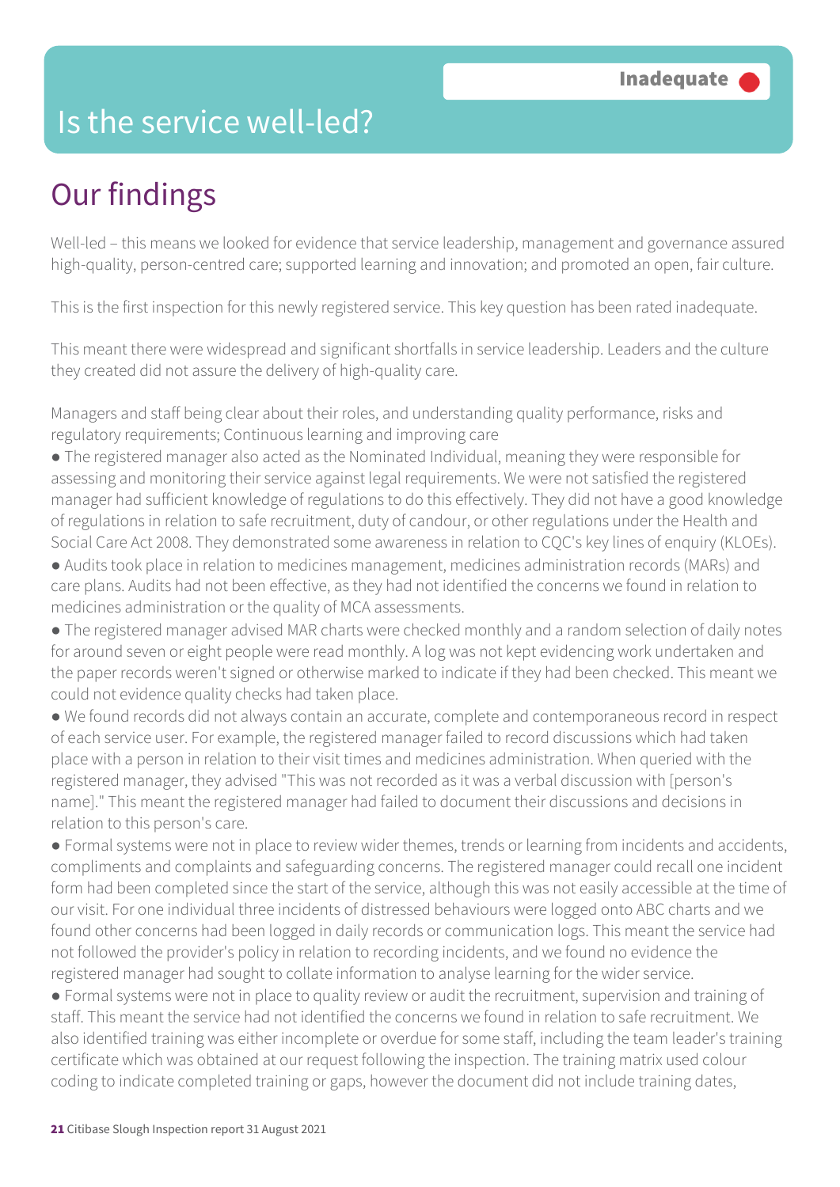# Is the service well-led?

**Inadequate**

## Our findings

Well-led – this means we looked for evidence that service leadership, management and governance assured high-quality, person-centred care; supported learning and innovation; and promoted an open, fair culture.

This is the first inspection for this newly registered service. This key question has been rated inadequate.

This meant there were widespread and significant shortfalls in service leadership. Leaders and the culture they created did not assure the delivery of high-quality care.

Managers and staff being clear about their roles, and understanding quality performance, risks and regulatory requirements; Continuous learning and improving care

- The registered manager also acted as the Nominated Individual, meaning they were responsible for assessing and monitoring their service against legal requirements. We were not satisfied the registered manager had sufficient knowledge of regulations to do this effectively. They did not have a good knowledge of regulations in relation to safe recruitment, duty of candour, or other regulations under the Health and Social Care Act 2008. They demonstrated some awareness in relation to CQC's key lines of enquiry (KLOEs).
- Audits took place in relation to medicines management, medicines administration records (MARs) and care plans. Audits had not been effective, as they had not identified the concerns we found in relation to medicines administration or the quality of MCA assessments.
- The registered manager advised MAR charts were checked monthly and a random selection of daily notes for around seven or eight people were read monthly. A log was not kept evidencing work undertaken and the paper records weren't signed or otherwise marked to indicate if they had been checked. This meant we could not evidence quality checks had taken place.
- We found records did not always contain an accurate, complete and contemporaneous record in respect of each service user. For example, the registered manager failed to record discussions which had taken place with a person in relation to their visit times and medicines administration. When queried with the registered manager, they advised "This was not recorded as it was a verbal discussion with [person's name]." This meant the registered manager had failed to document their discussions and decisions in relation to this person's care.
- Formal systems were not in place to review wider themes, trends or learning from incidents and accidents, compliments and complaints and safeguarding concerns. The registered manager could recall one incident form had been completed since the start of the service, although this was not easily accessible at the time of our visit. For one individual three incidents of distressed behaviours were logged onto ABC charts and we found other concerns had been logged in daily records or communication logs. This meant the service had not followed the provider's policy in relation to recording incidents, and we found no evidence the registered manager had sought to collate information to analyse learning for the wider service.
- Formal systems were not in place to quality review or audit the recruitment, supervision and training of staff. This meant the service had not identified the concerns we found in relation to safe recruitment. We also identified training was either incomplete or overdue for some staff, including the team leader's training certificate which was obtained at our request following the inspection. The training matrix used colour coding to indicate completed training or gaps, however the document did not include training dates,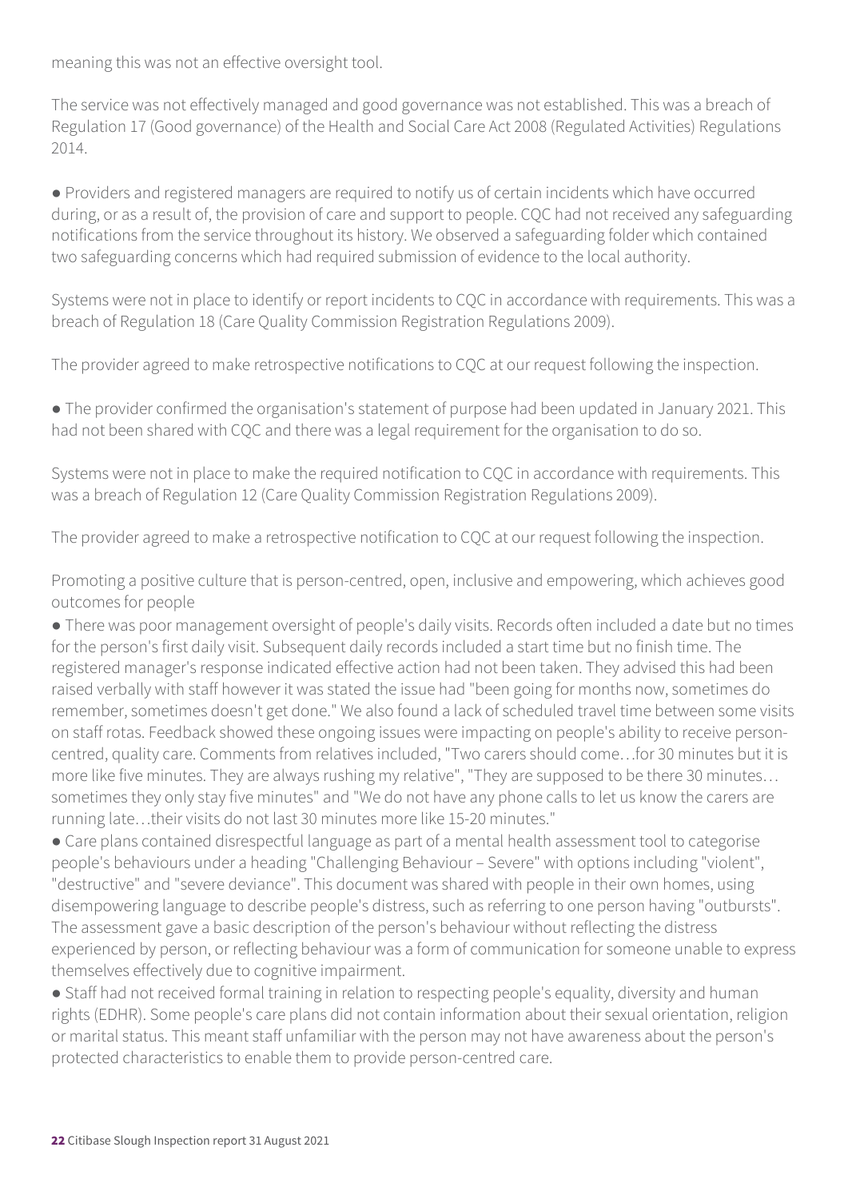meaning this was not an effective oversight tool.

The service was not effectively managed and good governance was not established. This was a breach of Regulation 17 (Good governance) of the Health and Social Care Act 2008 (Regulated Activities) Regulations 2014.

- Providers and registered managers are required to notify us of certain incidents which have occurred during, or as a result of, the provision of care and support to people. CQC had not received any safeguarding notifications from the service throughout its history. We observed a safeguarding folder which contained two safeguarding concerns which had required submission of evidence to the local authority.

Systems were not in place to identify or report incidents to CQC in accordance with requirements. This was a breach of Regulation 18 (Care Quality Commission Registration Regulations 2009).

The provider agreed to make retrospective notifications to CQC at our request following the inspection.

- The provider confirmed the organisation's statement of purpose had been updated in January 2021. This had not been shared with CQC and there was a legal requirement for the organisation to do so.

Systems were not in place to make the required notification to CQC in accordance with requirements. This was a breach of Regulation 12 (Care Quality Commission Registration Regulations 2009).

The provider agreed to make a retrospective notification to CQC at our request following the inspection.

Promoting a positive culture that is person-centred, open, inclusive and empowering, which achieves good outcomes for people

- There was poor management oversight of people's daily visits. Records often included a date but no times for the person's first daily visit. Subsequent daily records included a start time but no finish time. The registered manager's response indicated effective action had not been taken. They advised this had been raised verbally with staff however it was stated the issue had "been going for months now, sometimes do remember, sometimes doesn't get done." We also found a lack of scheduled travel time between some visits on staff rotas. Feedback showed these ongoing issues were impacting on people's ability to receive person-centred, quality care. Comments from relatives included, "Two carers should come…for 30 minutes but it is more like five minutes. They are always rushing my relative", "They are supposed to be there 30 minutes… sometimes they only stay five minutes" and "We do not have any phone calls to let us know the carers are running late…their visits do not last 30 minutes more like 15-20 minutes."
- Care plans contained disrespectful language as part of a mental health assessment tool to categorise people's behaviours under a heading "Challenging Behaviour – Severe" with options including "violent", "destructive" and "severe deviance". This document was shared with people in their own homes, using disempowering language to describe people's distress, such as referring to one person having "outbursts". The assessment gave a basic description of the person's behaviour without reflecting the distress experienced by person, or reflecting behaviour was a form of communication for someone unable to express themselves effectively due to cognitive impairment.
- Staff had not received formal training in relation to respecting people's equality, diversity and human rights (EDHR). Some people's care plans did not contain information about their sexual orientation, religion or marital status. This meant staff unfamiliar with the person may not have awareness about the person's protected characteristics to enable them to provide person-centred care.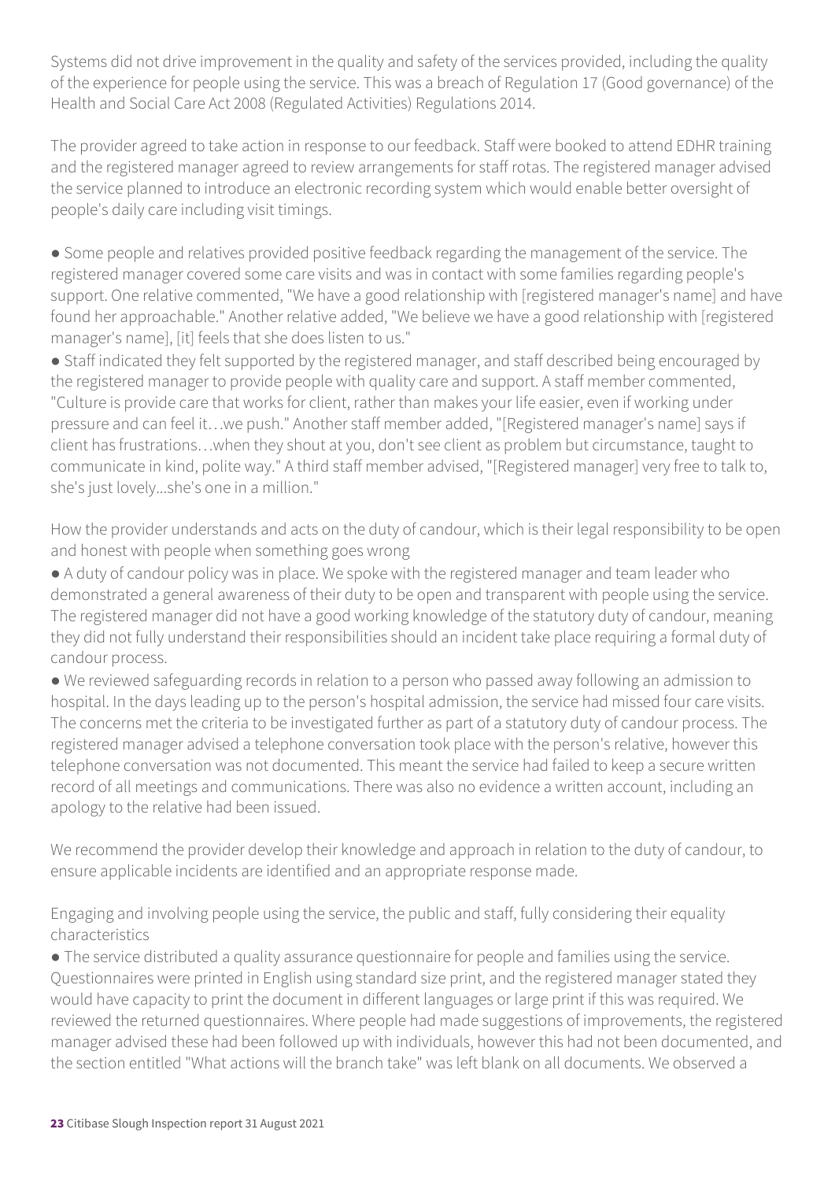Systems did not drive improvement in the quality and safety of the services provided, including the quality of the experience for people using the service. This was a breach of Regulation 17 (Good governance) of the Health and Social Care Act 2008 (Regulated Activities) Regulations 2014.

The provider agreed to take action in response to our feedback. Staff were booked to attend EDHR training and the registered manager agreed to review arrangements for staff rotas. The registered manager advised the service planned to introduce an electronic recording system which would enable better oversight of people's daily care including visit timings.

- Some people and relatives provided positive feedback regarding the management of the service. The registered manager covered some care visits and was in contact with some families regarding people's support. One relative commented, "We have a good relationship with [registered manager's name] and have found her approachable." Another relative added, "We believe we have a good relationship with [registered manager's name], [it] feels that she does listen to us."
- Staff indicated they felt supported by the registered manager, and staff described being encouraged by the registered manager to provide people with quality care and support. A staff member commented, "Culture is provide care that works for client, rather than makes your life easier, even if working under pressure and can feel it…we push." Another staff member added, "[Registered manager's name] says if client has frustrations…when they shout at you, don't see client as problem but circumstance, taught to communicate in kind, polite way." A third staff member advised, "[Registered manager] very free to talk to, she's just lovely...she's one in a million."

How the provider understands and acts on the duty of candour, which is their legal responsibility to be open and honest with people when something goes wrong

- A duty of candour policy was in place. We spoke with the registered manager and team leader who demonstrated a general awareness of their duty to be open and transparent with people using the service. The registered manager did not have a good working knowledge of the statutory duty of candour, meaning they did not fully understand their responsibilities should an incident take place requiring a formal duty of candour process.
- We reviewed safeguarding records in relation to a person who passed away following an admission to hospital. In the days leading up to the person's hospital admission, the service had missed four care visits. The concerns met the criteria to be investigated further as part of a statutory duty of candour process. The registered manager advised a telephone conversation took place with the person's relative, however this telephone conversation was not documented. This meant the service had failed to keep a secure written record of all meetings and communications. There was also no evidence a written account, including an apology to the relative had been issued.

We recommend the provider develop their knowledge and approach in relation to the duty of candour, to ensure applicable incidents are identified and an appropriate response made.

Engaging and involving people using the service, the public and staff, fully considering their equality characteristics

- The service distributed a quality assurance questionnaire for people and families using the service. Questionnaires were printed in English using standard size print, and the registered manager stated they would have capacity to print the document in different languages or large print if this was required. We reviewed the returned questionnaires. Where people had made suggestions of improvements, the registered manager advised these had been followed up with individuals, however this had not been documented, and the section entitled "What actions will the branch take" was left blank on all documents. We observed a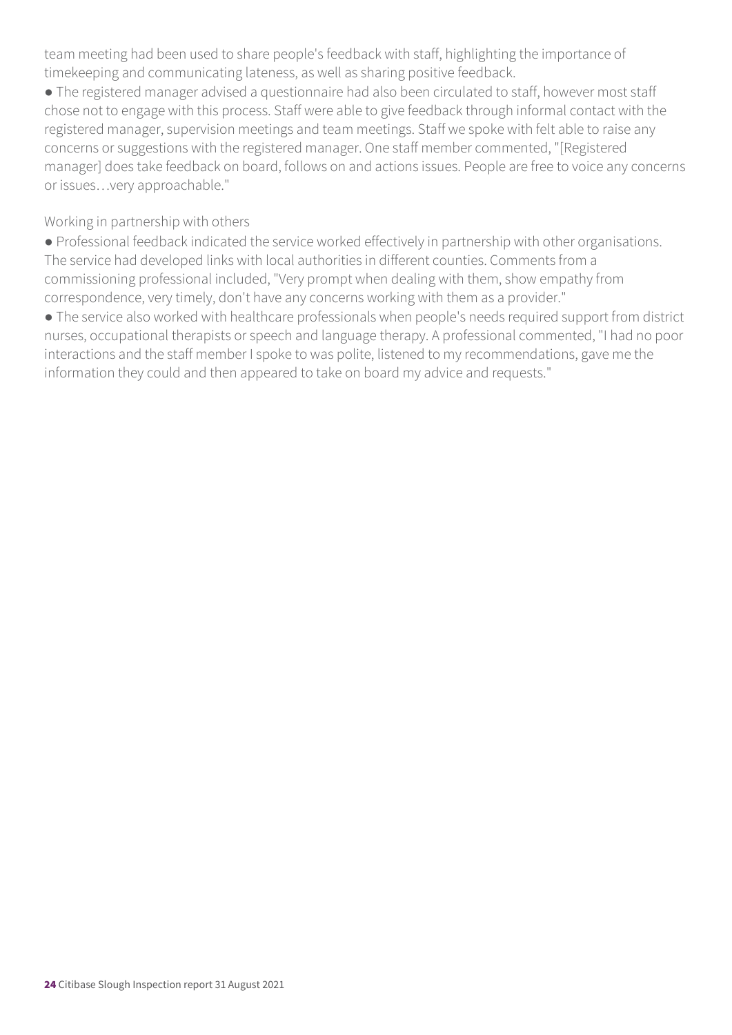team meeting had been used to share people's feedback with staff, highlighting the importance of timekeeping and communicating lateness, as well as sharing positive feedback.

- The registered manager advised a questionnaire had also been circulated to staff, however most staff chose not to engage with this process. Staff were able to give feedback through informal contact with the registered manager, supervision meetings and team meetings. Staff we spoke with felt able to raise any concerns or suggestions with the registered manager. One staff member commented, "[Registered manager] does take feedback on board, follows on and actions issues. People are free to voice any concerns or issues…very approachable."

Working in partnership with others

- Professional feedback indicated the service worked effectively in partnership with other organisations. The service had developed links with local authorities in different counties. Comments from a commissioning professional included, "Very prompt when dealing with them, show empathy from correspondence, very timely, don't have any concerns working with them as a provider."
- The service also worked with healthcare professionals when people's needs required support from district nurses, occupational therapists or speech and language therapy. A professional commented, "I had no poor interactions and the staff member I spoke to was polite, listened to my recommendations, gave me the information they could and then appeared to take on board my advice and requests."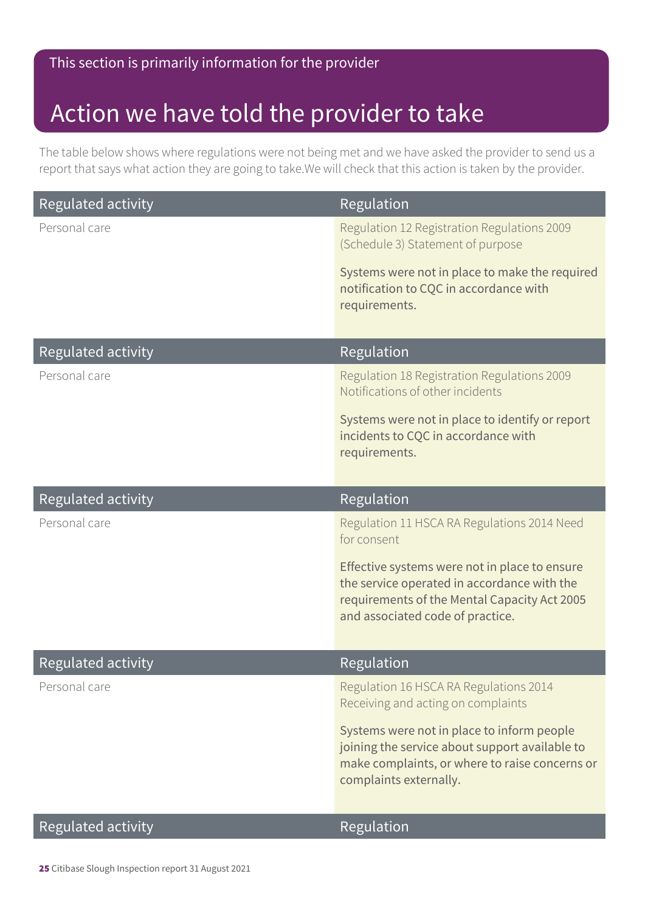This section is primarily information for the provider

# Action we have told the provider to take

The table below shows where regulations were not being met and we have asked the provider to send us a report that says what action they are going to take.We will check that this action is taken by the provider.

| Regulated activity | Regulation |
| --- | --- |
| Personal care | Regulation 12 Registration Regulations 2009 (Schedule 3) Statement of purpose<br><br>Systems were not in place to make the required notification to CQC in accordance with requirements. |

| Regulated activity | Regulation |
| --- | --- |
| Personal care | Regulation 18 Registration Regulations 2009 Notifications of other incidents<br><br>Systems were not in place to identify or report incidents to CQC in accordance with requirements. |

| Regulated activity | Regulation |
| --- | --- |
| Personal care | Regulation 11 HSCA RA Regulations 2014 Need for consent<br><br>Effective systems were not in place to ensure the service operated in accordance with the requirements of the Mental Capacity Act 2005 and associated code of practice. |

| Regulated activity | Regulation |
| --- | --- |
| Personal care | Regulation 16 HSCA RA Regulations 2014 Receiving and acting on complaints<br><br>Systems were not in place to inform people joining the service about support available to make complaints, or where to raise concerns or complaints externally. |

| Regulated activity | Regulation |
| --- | --- |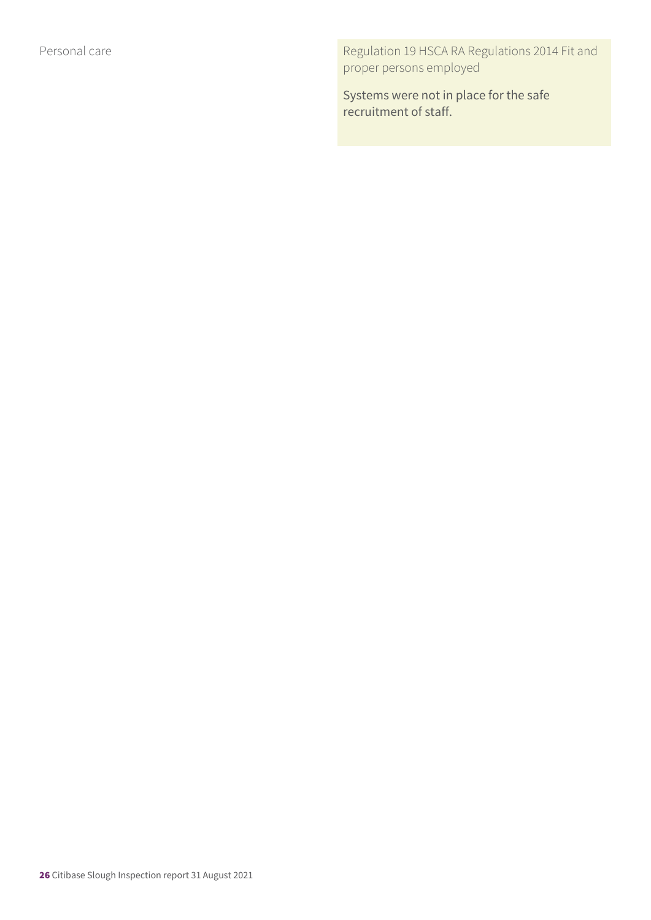| Regulated activity | Regulation |
|---|---|
| Personal care | Regulation 19 HSCA RA Regulations 2014 Fit and proper persons employed<br><br>Systems were not in place for the safe recruitment of staff. |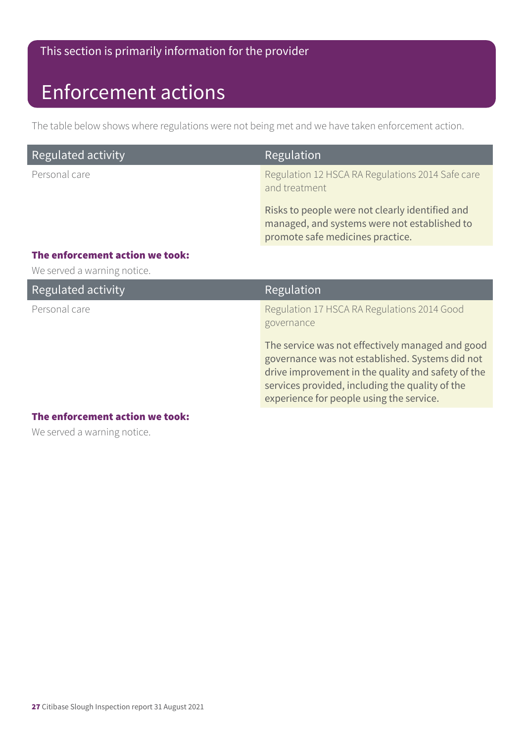This section is primarily information for the provider

# Enforcement actions

The table below shows where regulations were not being met and we have taken enforcement action.

| Regulated activity | Regulation |
| --- | --- |
| Personal care | Regulation 12 HSCA RA Regulations 2014 Safe care and treatment<br><br>Risks to people were not clearly identified and managed, and systems were not established to promote safe medicines practice. |

**The enforcement action we took:**

We served a warning notice.

| Regulated activity | Regulation |
| --- | --- |
| Personal care | Regulation 17 HSCA RA Regulations 2014 Good governance<br><br>The service was not effectively managed and good governance was not established. Systems did not drive improvement in the quality and safety of the services provided, including the quality of the experience for people using the service. |

**The enforcement action we took:**

We served a warning notice.